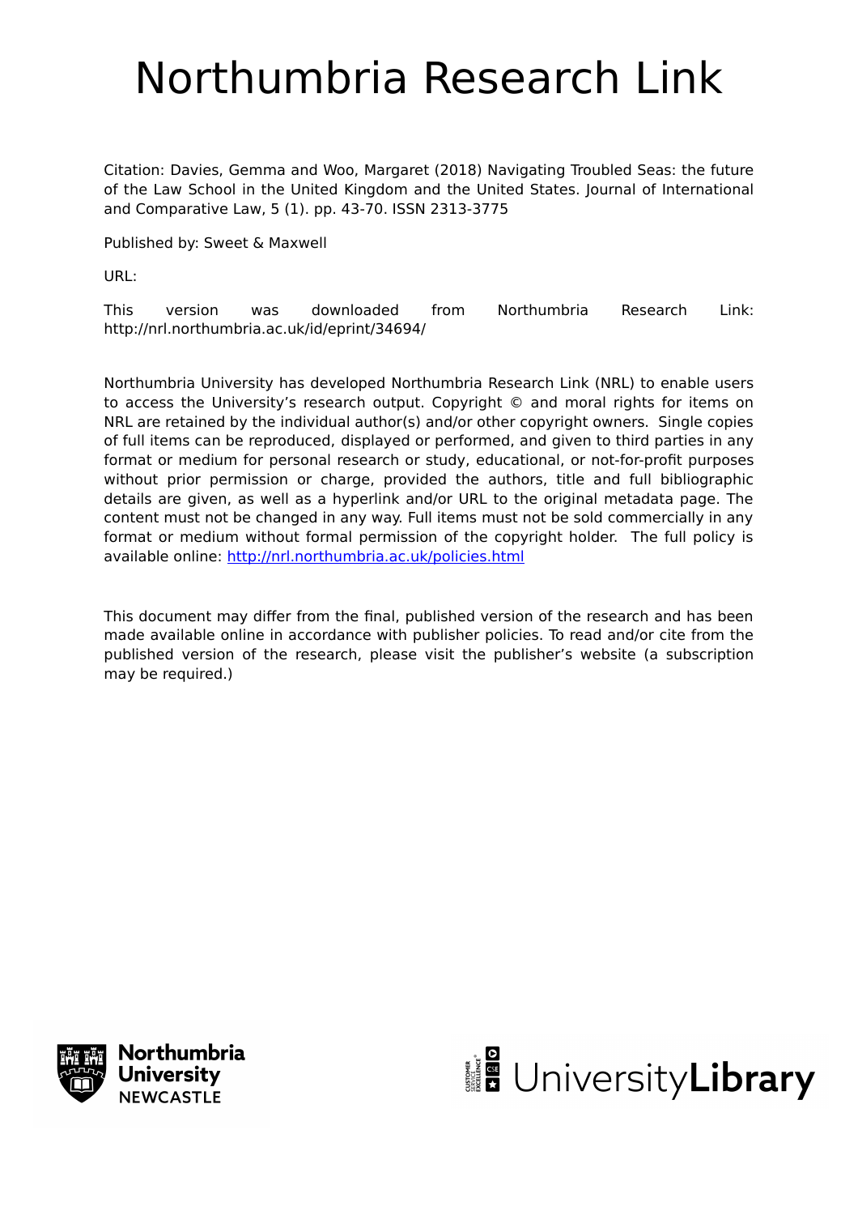# Northumbria Research Link

Citation: Davies, Gemma and Woo, Margaret (2018) Navigating Troubled Seas: the future of the Law School in the United Kingdom and the United States. Journal of International and Comparative Law, 5 (1). pp. 43-70. ISSN 2313-3775

Published by: Sweet & Maxwell

URL:

This version was downloaded from Northumbria Research Link: http://nrl.northumbria.ac.uk/id/eprint/34694/

Northumbria University has developed Northumbria Research Link (NRL) to enable users to access the University's research output. Copyright © and moral rights for items on NRL are retained by the individual author(s) and/or other copyright owners. Single copies of full items can be reproduced, displayed or performed, and given to third parties in any format or medium for personal research or study, educational, or not-for-profit purposes without prior permission or charge, provided the authors, title and full bibliographic details are given, as well as a hyperlink and/or URL to the original metadata page. The content must not be changed in any way. Full items must not be sold commercially in any format or medium without formal permission of the copyright holder. The full policy is available online: http://nrl.northumbria.ac.uk/policies.html

This document may differ from the final, published version of the research and has been made available online in accordance with publisher policies. To read and/or cite from the published version of the research, please visit the publisher's website (a subscription may be required.)

Northumbria University NEWCASTLE

UniversityLibrary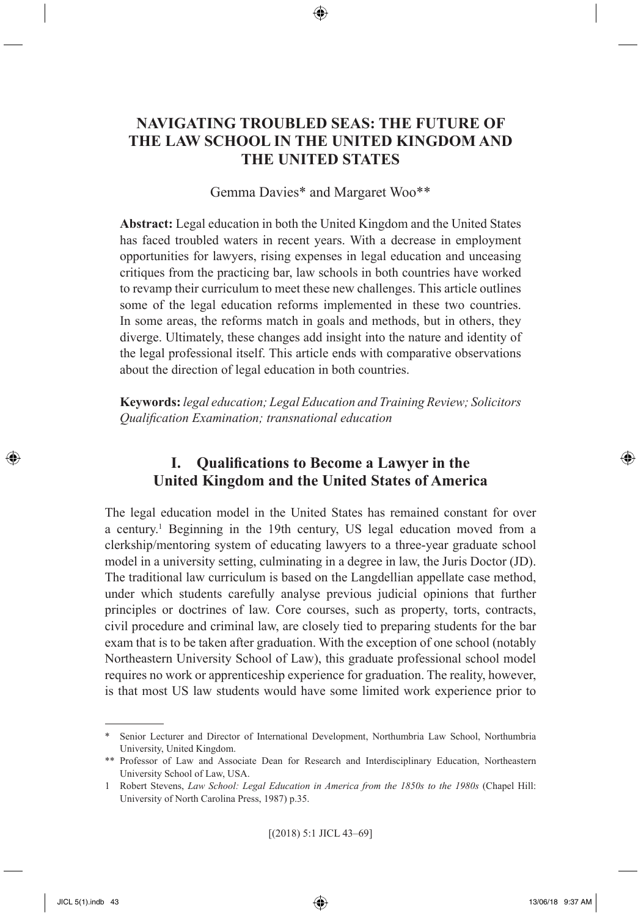# NAVIGATING TROUBLED SEAS: THE FUTURE OF THE LAW SCHOOL IN THE UNITED KINGDOM AND THE UNITED STATES

Gemma Davies* and Margaret Woo**

**Abstract:** Legal education in both the United Kingdom and the United States has faced troubled waters in recent years. With a decrease in employment opportunities for lawyers, rising expenses in legal education and unceasing critiques from the practicing bar, law schools in both countries have worked to revamp their curriculum to meet these new challenges. This article outlines some of the legal education reforms implemented in these two countries. In some areas, the reforms match in goals and methods, but in others, they diverge. Ultimately, these changes add insight into the nature and identity of the legal professional itself. This article ends with comparative observations about the direction of legal education in both countries.

**Keywords:** *legal education; Legal Education and Training Review; Solicitors Qualification Examination; transnational education*

## I. Qualifications to Become a Lawyer in the United Kingdom and the United States of America

The legal education model in the United States has remained constant for over a century.[1] Beginning in the 19th century, US legal education moved from a clerkship/mentoring system of educating lawyers to a three-year graduate school model in a university setting, culminating in a degree in law, the Juris Doctor (JD). The traditional law curriculum is based on the Langdellian appellate case method, under which students carefully analyse previous judicial opinions that further principles or doctrines of law. Core courses, such as property, torts, contracts, civil procedure and criminal law, are closely tied to preparing students for the bar exam that is to be taken after graduation. With the exception of one school (notably Northeastern University School of Law), this graduate professional school model requires no work or apprenticeship experience for graduation. The reality, however, is that most US law students would have some limited work experience prior to

---

\* Senior Lecturer and Director of International Development, Northumbria Law School, Northumbria University, United Kingdom.

\*\* Professor of Law and Associate Dean for Research and Interdisciplinary Education, Northeastern University School of Law, USA.

1 Robert Stevens, *Law School: Legal Education in America from the 1850s to the 1980s* (Chapel Hill: University of North Carolina Press, 1987) p.35.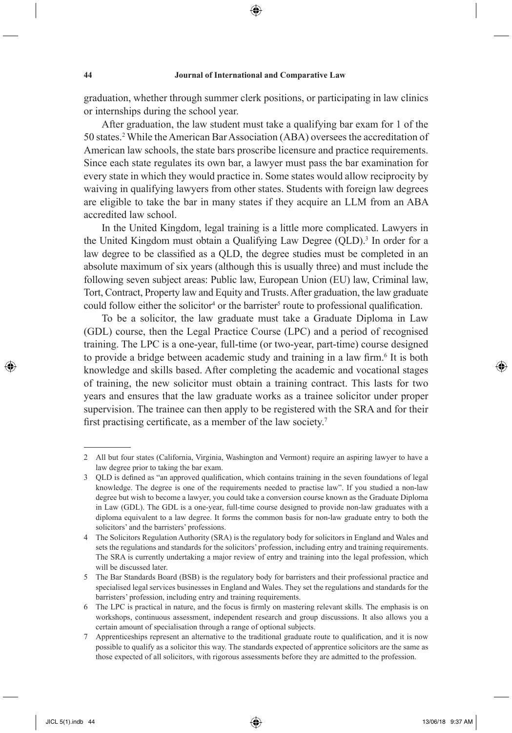graduation, whether through summer clerk positions, or participating in law clinics or internships during the school year.

After graduation, the law student must take a qualifying bar exam for 1 of the 50 states.[2] While the American Bar Association (ABA) oversees the accreditation of American law schools, the state bars proscribe licensure and practice requirements. Since each state regulates its own bar, a lawyer must pass the bar examination for every state in which they would practice in. Some states would allow reciprocity by waiving in qualifying lawyers from other states. Students with foreign law degrees are eligible to take the bar in many states if they acquire an LLM from an ABA accredited law school.

In the United Kingdom, legal training is a little more complicated. Lawyers in the United Kingdom must obtain a Qualifying Law Degree (QLD).[3] In order for a law degree to be classified as a QLD, the degree studies must be completed in an absolute maximum of six years (although this is usually three) and must include the following seven subject areas: Public law, European Union (EU) law, Criminal law, Tort, Contract, Property law and Equity and Trusts. After graduation, the law graduate could follow either the solicitor[4] or the barrister[5] route to professional qualification.

To be a solicitor, the law graduate must take a Graduate Diploma in Law (GDL) course, then the Legal Practice Course (LPC) and a period of recognised training. The LPC is a one-year, full-time (or two-year, part-time) course designed to provide a bridge between academic study and training in a law firm.[6] It is both knowledge and skills based. After completing the academic and vocational stages of training, the new solicitor must obtain a training contract. This lasts for two years and ensures that the law graduate works as a trainee solicitor under proper supervision. The trainee can then apply to be registered with the SRA and for their first practising certificate, as a member of the law society.[7]

---

2 All but four states (California, Virginia, Washington and Vermont) require an aspiring lawyer to have a law degree prior to taking the bar exam.

3 QLD is defined as "an approved qualification, which contains training in the seven foundations of legal knowledge. The degree is one of the requirements needed to practise law". If you studied a non-law degree but wish to become a lawyer, you could take a conversion course known as the Graduate Diploma in Law (GDL). The GDL is a one-year, full-time course designed to provide non-law graduates with a diploma equivalent to a law degree. It forms the common basis for non-law graduate entry to both the solicitors' and the barristers' professions.

4 The Solicitors Regulation Authority (SRA) is the regulatory body for solicitors in England and Wales and sets the regulations and standards for the solicitors' profession, including entry and training requirements. The SRA is currently undertaking a major review of entry and training into the legal profession, which will be discussed later.

5 The Bar Standards Board (BSB) is the regulatory body for barristers and their professional practice and specialised legal services businesses in England and Wales. They set the regulations and standards for the barristers' profession, including entry and training requirements.

6 The LPC is practical in nature, and the focus is firmly on mastering relevant skills. The emphasis is on workshops, continuous assessment, independent research and group discussions. It also allows you a certain amount of specialisation through a range of optional subjects.

7 Apprenticeships represent an alternative to the traditional graduate route to qualification, and it is now possible to qualify as a solicitor this way. The standards expected of apprentice solicitors are the same as those expected of all solicitors, with rigorous assessments before they are admitted to the profession.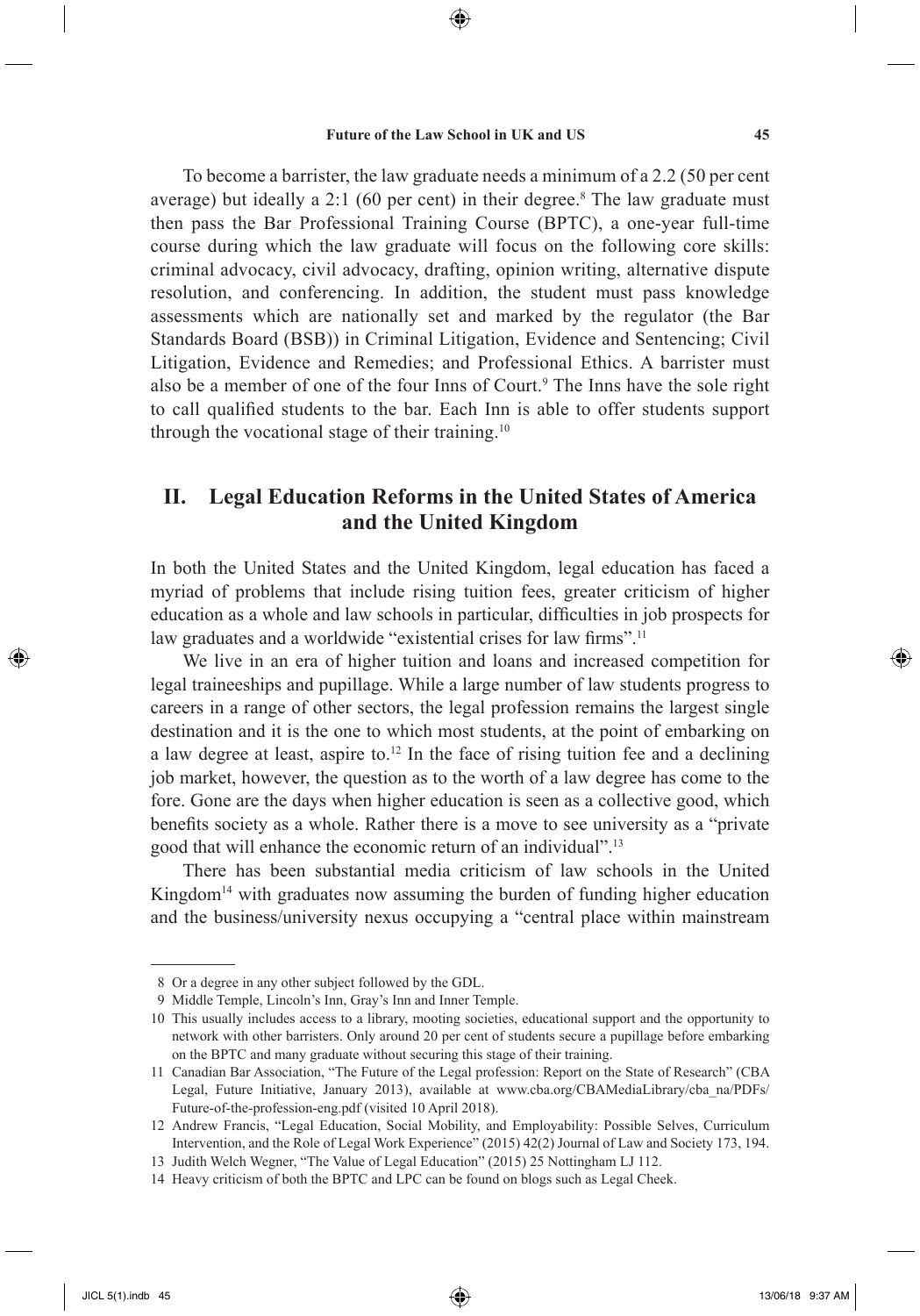To become a barrister, the law graduate needs a minimum of a 2.2 (50 per cent average) but ideally a 2:1 (60 per cent) in their degree.[8] The law graduate must then pass the Bar Professional Training Course (BPTC), a one-year full-time course during which the law graduate will focus on the following core skills: criminal advocacy, civil advocacy, drafting, opinion writing, alternative dispute resolution, and conferencing. In addition, the student must pass knowledge assessments which are nationally set and marked by the regulator (the Bar Standards Board (BSB)) in Criminal Litigation, Evidence and Sentencing; Civil Litigation, Evidence and Remedies; and Professional Ethics. A barrister must also be a member of one of the four Inns of Court.[9] The Inns have the sole right to call qualified students to the bar. Each Inn is able to offer students support through the vocational stage of their training.[10]

## II. Legal Education Reforms in the United States of America and the United Kingdom

In both the United States and the United Kingdom, legal education has faced a myriad of problems that include rising tuition fees, greater criticism of higher education as a whole and law schools in particular, difficulties in job prospects for law graduates and a worldwide "existential crises for law firms".[11]

We live in an era of higher tuition and loans and increased competition for legal traineeships and pupillage. While a large number of law students progress to careers in a range of other sectors, the legal profession remains the largest single destination and it is the one to which most students, at the point of embarking on a law degree at least, aspire to.[12] In the face of rising tuition fee and a declining job market, however, the question as to the worth of a law degree has come to the fore. Gone are the days when higher education is seen as a collective good, which benefits society as a whole. Rather there is a move to see university as a "private good that will enhance the economic return of an individual".[13]

There has been substantial media criticism of law schools in the United Kingdom[14] with graduates now assuming the burden of funding higher education and the business/university nexus occupying a "central place within mainstream

8 Or a degree in any other subject followed by the GDL.

9 Middle Temple, Lincoln's Inn, Gray's Inn and Inner Temple.

10 This usually includes access to a library, mooting societies, educational support and the opportunity to network with other barristers. Only around 20 per cent of students secure a pupillage before embarking on the BPTC and many graduate without securing this stage of their training.

11 Canadian Bar Association, "The Future of the Legal profession: Report on the State of Research" (CBA Legal, Future Initiative, January 2013), available at www.cba.org/CBAMediaLibrary/cba_na/PDFs/Future-of-the-profession-eng.pdf (visited 10 April 2018).

12 Andrew Francis, "Legal Education, Social Mobility, and Employability: Possible Selves, Curriculum Intervention, and the Role of Legal Work Experience" (2015) 42(2) Journal of Law and Society 173, 194.

13 Judith Welch Wegner, "The Value of Legal Education" (2015) 25 Nottingham LJ 112.

14 Heavy criticism of both the BPTC and LPC can be found on blogs such as Legal Cheek.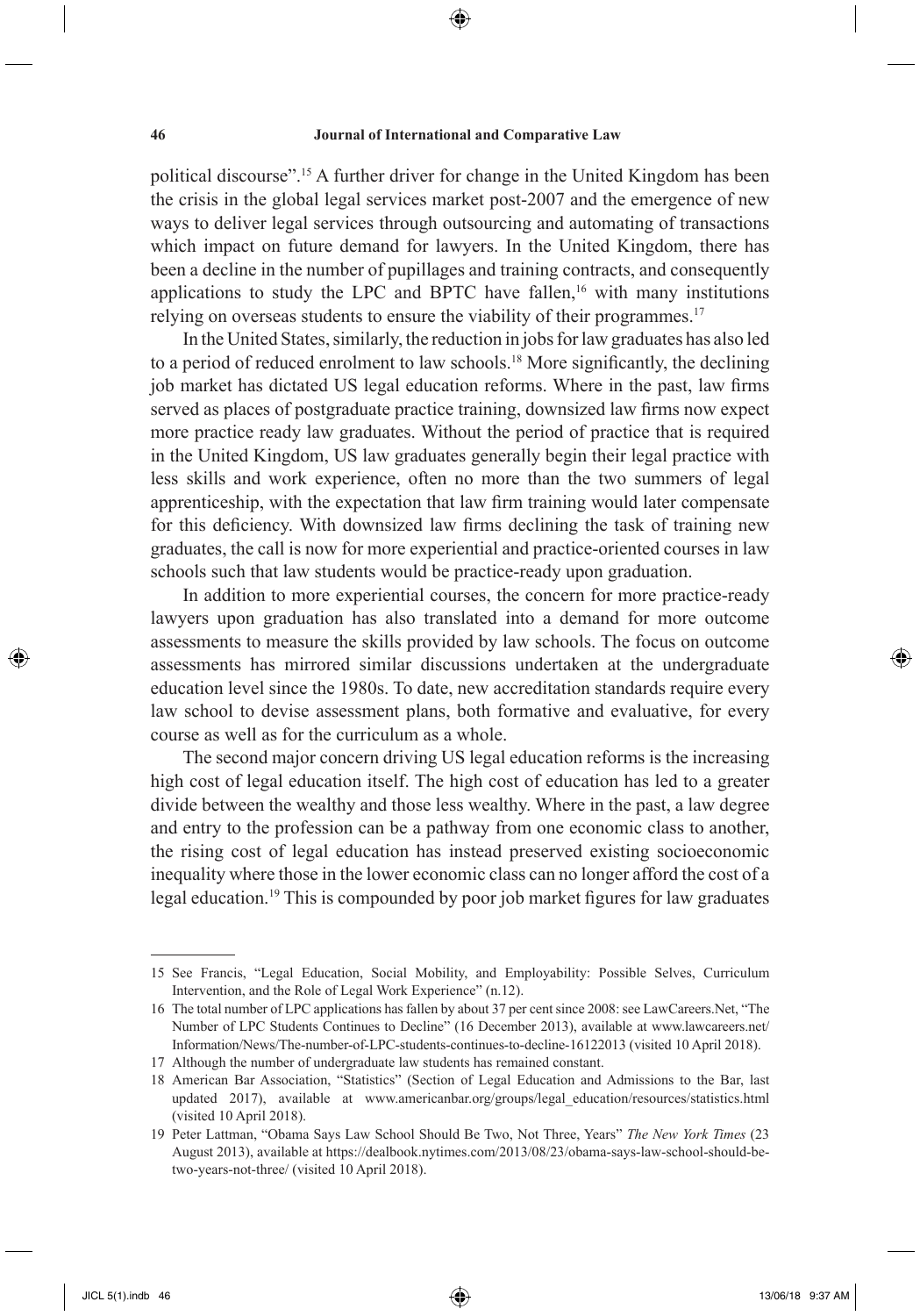political discourse".[15] A further driver for change in the United Kingdom has been the crisis in the global legal services market post-2007 and the emergence of new ways to deliver legal services through outsourcing and automating of transactions which impact on future demand for lawyers. In the United Kingdom, there has been a decline in the number of pupillages and training contracts, and consequently applications to study the LPC and BPTC have fallen,[16] with many institutions relying on overseas students to ensure the viability of their programmes.[17]

In the United States, similarly, the reduction in jobs for law graduates has also led to a period of reduced enrolment to law schools.[18] More significantly, the declining job market has dictated US legal education reforms. Where in the past, law firms served as places of postgraduate practice training, downsized law firms now expect more practice ready law graduates. Without the period of practice that is required in the United Kingdom, US law graduates generally begin their legal practice with less skills and work experience, often no more than the two summers of legal apprenticeship, with the expectation that law firm training would later compensate for this deficiency. With downsized law firms declining the task of training new graduates, the call is now for more experiential and practice-oriented courses in law schools such that law students would be practice-ready upon graduation.

In addition to more experiential courses, the concern for more practice-ready lawyers upon graduation has also translated into a demand for more outcome assessments to measure the skills provided by law schools. The focus on outcome assessments has mirrored similar discussions undertaken at the undergraduate education level since the 1980s. To date, new accreditation standards require every law school to devise assessment plans, both formative and evaluative, for every course as well as for the curriculum as a whole.

The second major concern driving US legal education reforms is the increasing high cost of legal education itself. The high cost of education has led to a greater divide between the wealthy and those less wealthy. Where in the past, a law degree and entry to the profession can be a pathway from one economic class to another, the rising cost of legal education has instead preserved existing socioeconomic inequality where those in the lower economic class can no longer afford the cost of a legal education.[19] This is compounded by poor job market figures for law graduates

---

15 See Francis, "Legal Education, Social Mobility, and Employability: Possible Selves, Curriculum Intervention, and the Role of Legal Work Experience" (n.12).

16 The total number of LPC applications has fallen by about 37 per cent since 2008: see LawCareers.Net, "The Number of LPC Students Continues to Decline" (16 December 2013), available at www.lawcareers.net/Information/News/The-number-of-LPC-students-continues-to-decline-16122013 (visited 10 April 2018).

17 Although the number of undergraduate law students has remained constant.

18 American Bar Association, "Statistics" (Section of Legal Education and Admissions to the Bar, last updated 2017), available at www.americanbar.org/groups/legal_education/resources/statistics.html (visited 10 April 2018).

19 Peter Lattman, "Obama Says Law School Should Be Two, Not Three, Years" *The New York Times* (23 August 2013), available at https://dealbook.nytimes.com/2013/08/23/obama-says-law-school-should-be-two-years-not-three/ (visited 10 April 2018).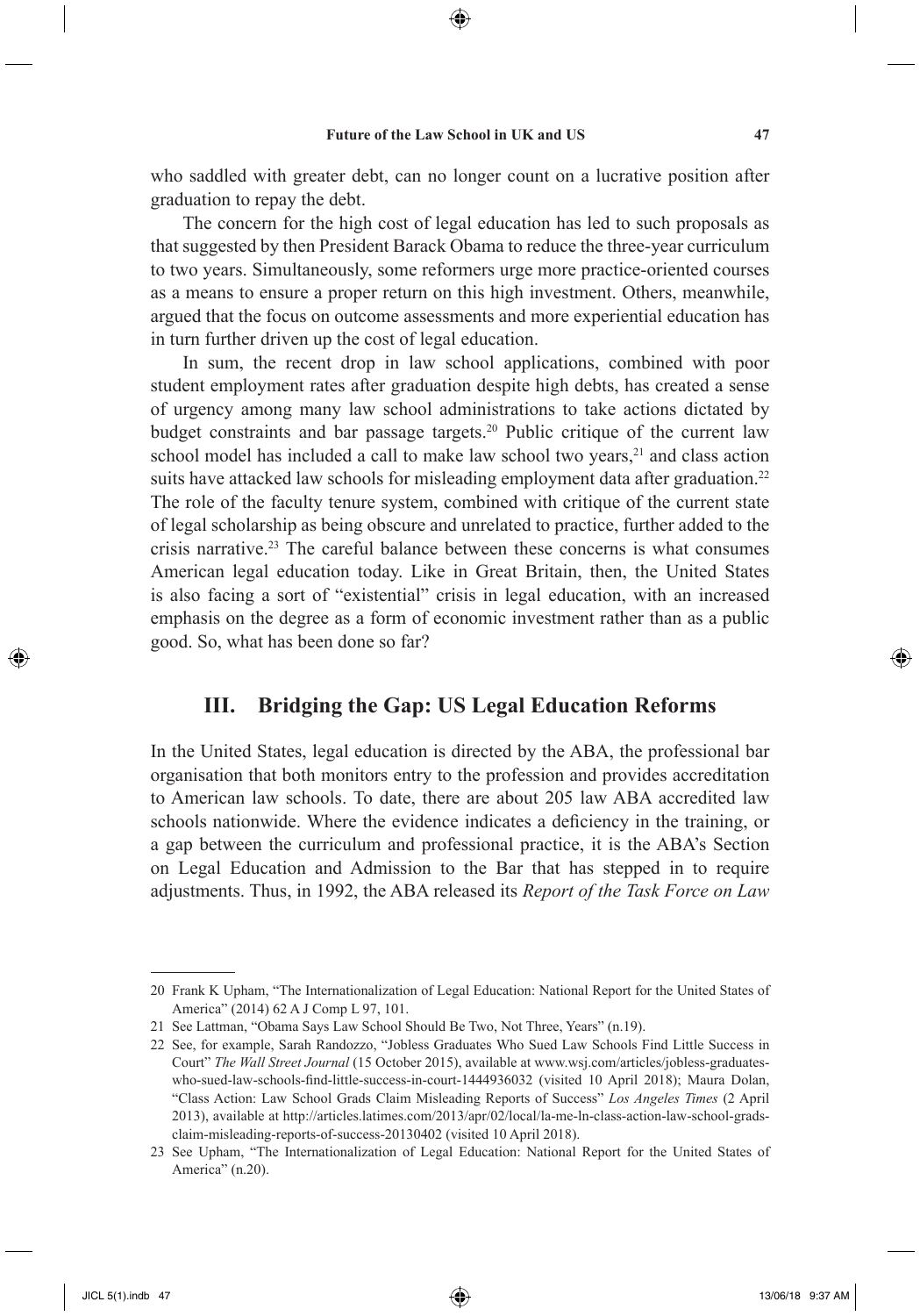who saddled with greater debt, can no longer count on a lucrative position after graduation to repay the debt.

The concern for the high cost of legal education has led to such proposals as that suggested by then President Barack Obama to reduce the three-year curriculum to two years. Simultaneously, some reformers urge more practice-oriented courses as a means to ensure a proper return on this high investment. Others, meanwhile, argued that the focus on outcome assessments and more experiential education has in turn further driven up the cost of legal education.

In sum, the recent drop in law school applications, combined with poor student employment rates after graduation despite high debts, has created a sense of urgency among many law school administrations to take actions dictated by budget constraints and bar passage targets.[20] Public critique of the current law school model has included a call to make law school two years,[21] and class action suits have attacked law schools for misleading employment data after graduation.[22] The role of the faculty tenure system, combined with critique of the current state of legal scholarship as being obscure and unrelated to practice, further added to the crisis narrative.[23] The careful balance between these concerns is what consumes American legal education today. Like in Great Britain, then, the United States is also facing a sort of "existential" crisis in legal education, with an increased emphasis on the degree as a form of economic investment rather than as a public good. So, what has been done so far?

## III. Bridging the Gap: US Legal Education Reforms

In the United States, legal education is directed by the ABA, the professional bar organisation that both monitors entry to the profession and provides accreditation to American law schools. To date, there are about 205 law ABA accredited law schools nationwide. Where the evidence indicates a deficiency in the training, or a gap between the curriculum and professional practice, it is the ABA's Section on Legal Education and Admission to the Bar that has stepped in to require adjustments. Thus, in 1992, the ABA released its *Report of the Task Force on Law*

---

20 Frank K Upham, "The Internationalization of Legal Education: National Report for the United States of America" (2014) 62 A J Comp L 97, 101.

21 See Lattman, "Obama Says Law School Should Be Two, Not Three, Years" (n.19).

22 See, for example, Sarah Randozzo, "Jobless Graduates Who Sued Law Schools Find Little Success in Court" *The Wall Street Journal* (15 October 2015), available at www.wsj.com/articles/jobless-graduates-who-sued-law-schools-find-little-success-in-court-1444936032 (visited 10 April 2018); Maura Dolan, "Class Action: Law School Grads Claim Misleading Reports of Success" *Los Angeles Times* (2 April 2013), available at http://articles.latimes.com/2013/apr/02/local/la-me-ln-class-action-law-school-grads-claim-misleading-reports-of-success-20130402 (visited 10 April 2018).

23 See Upham, "The Internationalization of Legal Education: National Report for the United States of America" (n.20).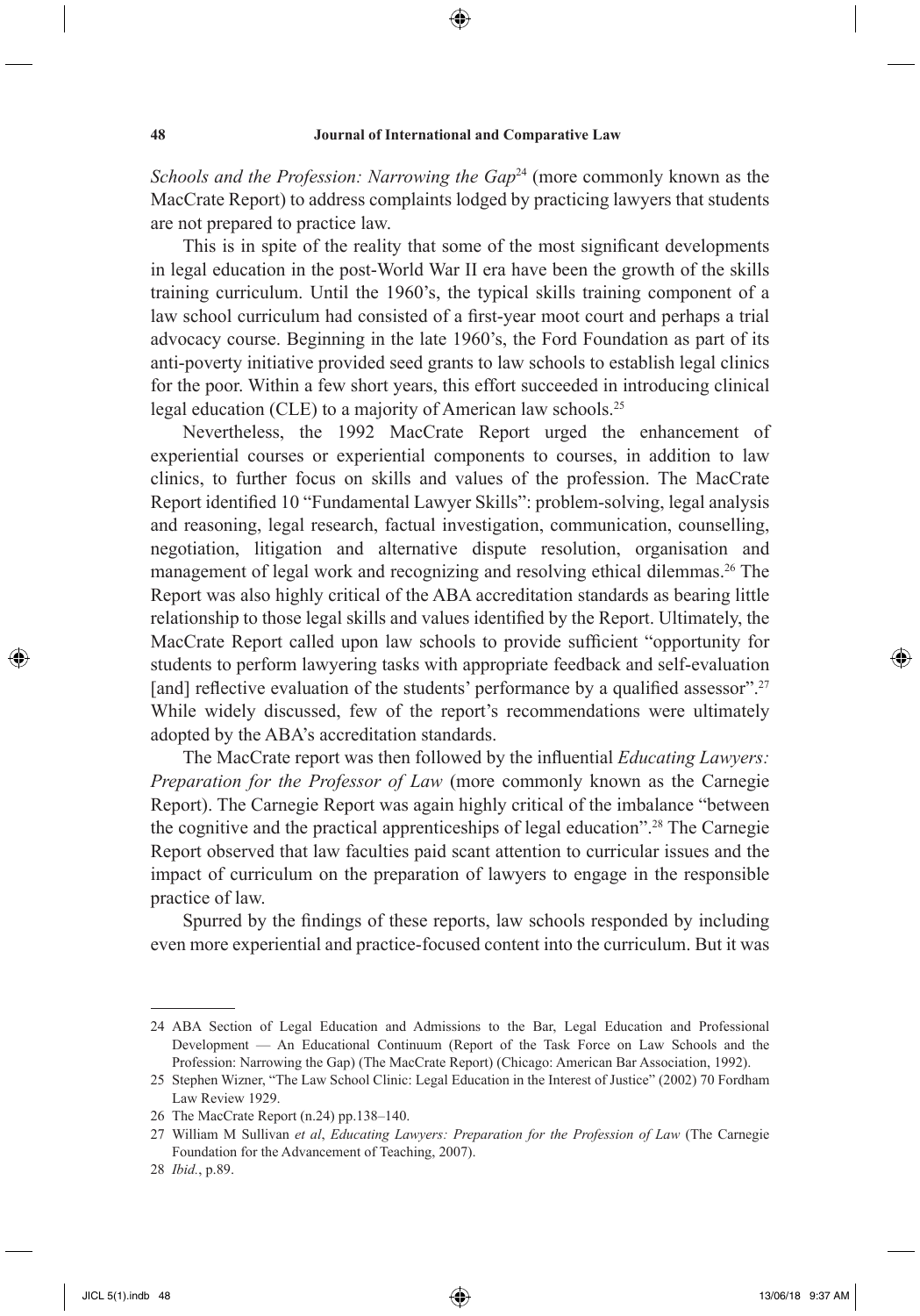*Schools and the Profession: Narrowing the Gap*[24] (more commonly known as the MacCrate Report) to address complaints lodged by practicing lawyers that students are not prepared to practice law.

This is in spite of the reality that some of the most significant developments in legal education in the post-World War II era have been the growth of the skills training curriculum. Until the 1960's, the typical skills training component of a law school curriculum had consisted of a first-year moot court and perhaps a trial advocacy course. Beginning in the late 1960's, the Ford Foundation as part of its anti-poverty initiative provided seed grants to law schools to establish legal clinics for the poor. Within a few short years, this effort succeeded in introducing clinical legal education (CLE) to a majority of American law schools.[25]

Nevertheless, the 1992 MacCrate Report urged the enhancement of experiential courses or experiential components to courses, in addition to law clinics, to further focus on skills and values of the profession. The MacCrate Report identified 10 "Fundamental Lawyer Skills": problem-solving, legal analysis and reasoning, legal research, factual investigation, communication, counselling, negotiation, litigation and alternative dispute resolution, organisation and management of legal work and recognizing and resolving ethical dilemmas.[26] The Report was also highly critical of the ABA accreditation standards as bearing little relationship to those legal skills and values identified by the Report. Ultimately, the MacCrate Report called upon law schools to provide sufficient "opportunity for students to perform lawyering tasks with appropriate feedback and self-evaluation [and] reflective evaluation of the students' performance by a qualified assessor".[27] While widely discussed, few of the report's recommendations were ultimately adopted by the ABA's accreditation standards.

The MacCrate report was then followed by the influential *Educating Lawyers: Preparation for the Professor of Law* (more commonly known as the Carnegie Report). The Carnegie Report was again highly critical of the imbalance "between the cognitive and the practical apprenticeships of legal education".[28] The Carnegie Report observed that law faculties paid scant attention to curricular issues and the impact of curriculum on the preparation of lawyers to engage in the responsible practice of law.

Spurred by the findings of these reports, law schools responded by including even more experiential and practice-focused content into the curriculum. But it was

---

24 ABA Section of Legal Education and Admissions to the Bar, Legal Education and Professional Development — An Educational Continuum (Report of the Task Force on Law Schools and the Profession: Narrowing the Gap) (The MacCrate Report) (Chicago: American Bar Association, 1992).

25 Stephen Wizner, "The Law School Clinic: Legal Education in the Interest of Justice" (2002) 70 Fordham Law Review 1929.

26 The MacCrate Report (n.24) pp.138–140.

27 William M Sullivan *et al*, *Educating Lawyers: Preparation for the Profession of Law* (The Carnegie Foundation for the Advancement of Teaching, 2007).

28 *Ibid.*, p.89.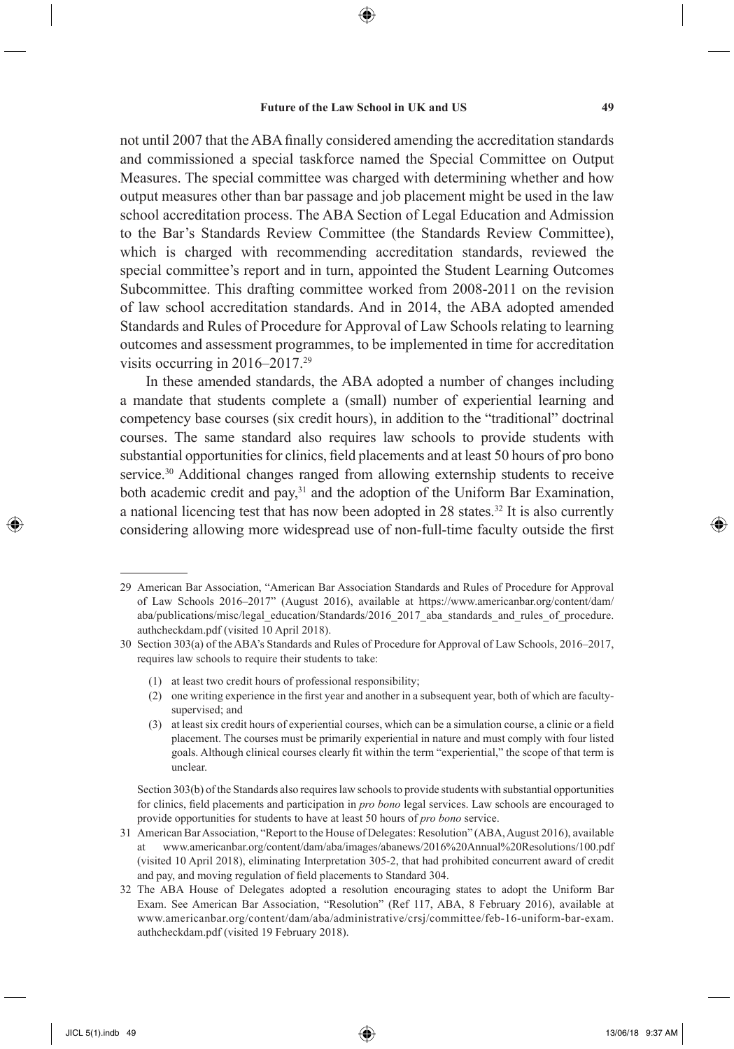not until 2007 that the ABA finally considered amending the accreditation standards and commissioned a special taskforce named the Special Committee on Output Measures. The special committee was charged with determining whether and how output measures other than bar passage and job placement might be used in the law school accreditation process. The ABA Section of Legal Education and Admission to the Bar's Standards Review Committee (the Standards Review Committee), which is charged with recommending accreditation standards, reviewed the special committee's report and in turn, appointed the Student Learning Outcomes Subcommittee. This drafting committee worked from 2008-2011 on the revision of law school accreditation standards. And in 2014, the ABA adopted amended Standards and Rules of Procedure for Approval of Law Schools relating to learning outcomes and assessment programmes, to be implemented in time for accreditation visits occurring in 2016–2017.[29]

In these amended standards, the ABA adopted a number of changes including a mandate that students complete a (small) number of experiential learning and competency base courses (six credit hours), in addition to the "traditional" doctrinal courses. The same standard also requires law schools to provide students with substantial opportunities for clinics, field placements and at least 50 hours of pro bono service.[30] Additional changes ranged from allowing externship students to receive both academic credit and pay,[31] and the adoption of the Uniform Bar Examination, a national licencing test that has now been adopted in 28 states.[32] It is also currently considering allowing more widespread use of non-full-time faculty outside the first

---

29 American Bar Association, "American Bar Association Standards and Rules of Procedure for Approval of Law Schools 2016–2017" (August 2016), available at https://www.americanbar.org/content/dam/aba/publications/misc/legal_education/Standards/2016_2017_aba_standards_and_rules_of_procedure.authcheckdam.pdf (visited 10 April 2018).

30 Section 303(a) of the ABA's Standards and Rules of Procedure for Approval of Law Schools, 2016–2017, requires law schools to require their students to take:

(1) at least two credit hours of professional responsibility;
(2) one writing experience in the first year and another in a subsequent year, both of which are faculty-supervised; and
(3) at least six credit hours of experiential courses, which can be a simulation course, a clinic or a field placement. The courses must be primarily experiential in nature and must comply with four listed goals. Although clinical courses clearly fit within the term "experiential," the scope of that term is unclear.

Section 303(b) of the Standards also requires law schools to provide students with substantial opportunities for clinics, field placements and participation in *pro bono* legal services. Law schools are encouraged to provide opportunities for students to have at least 50 hours of *pro bono* service.

31 American Bar Association, "Report to the House of Delegates: Resolution" (ABA, August 2016), available at www.americanbar.org/content/dam/aba/images/abanews/2016%20Annual%20Resolutions/100.pdf (visited 10 April 2018), eliminating Interpretation 305-2, that had prohibited concurrent award of credit and pay, and moving regulation of field placements to Standard 304.

32 The ABA House of Delegates adopted a resolution encouraging states to adopt the Uniform Bar Exam. See American Bar Association, "Resolution" (Ref 117, ABA, 8 February 2016), available at www.americanbar.org/content/dam/aba/administrative/crsj/committee/feb-16-uniform-bar-exam.authcheckdam.pdf (visited 19 February 2018).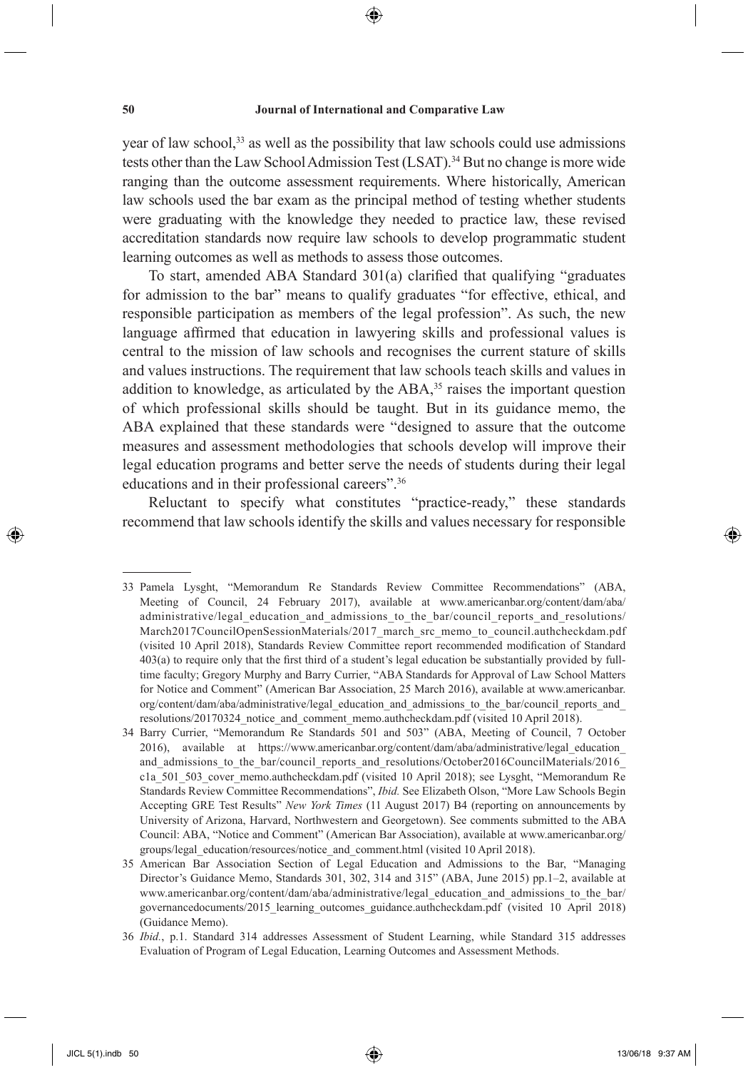year of law school,[33] as well as the possibility that law schools could use admissions tests other than the Law School Admission Test (LSAT).[34] But no change is more wide ranging than the outcome assessment requirements. Where historically, American law schools used the bar exam as the principal method of testing whether students were graduating with the knowledge they needed to practice law, these revised accreditation standards now require law schools to develop programmatic student learning outcomes as well as methods to assess those outcomes.

To start, amended ABA Standard 301(a) clarified that qualifying "graduates for admission to the bar" means to qualify graduates "for effective, ethical, and responsible participation as members of the legal profession". As such, the new language affirmed that education in lawyering skills and professional values is central to the mission of law schools and recognises the current stature of skills and values instructions. The requirement that law schools teach skills and values in addition to knowledge, as articulated by the ABA,[35] raises the important question of which professional skills should be taught. But in its guidance memo, the ABA explained that these standards were "designed to assure that the outcome measures and assessment methodologies that schools develop will improve their legal education programs and better serve the needs of students during their legal educations and in their professional careers".[36]

Reluctant to specify what constitutes "practice-ready," these standards recommend that law schools identify the skills and values necessary for responsible

---

33 Pamela Lysght, "Memorandum Re Standards Review Committee Recommendations" (ABA, Meeting of Council, 24 February 2017), available at www.americanbar.org/content/dam/aba/administrative/legal_education_and_admissions_to_the_bar/council_reports_and_resolutions/March2017CouncilOpenSessionMaterials/2017_march_src_memo_to_council.authcheckdam.pdf (visited 10 April 2018), Standards Review Committee report recommended modification of Standard 403(a) to require only that the first third of a student's legal education be substantially provided by full-time faculty; Gregory Murphy and Barry Currier, "ABA Standards for Approval of Law School Matters for Notice and Comment" (American Bar Association, 25 March 2016), available at www.americanbar.org/content/dam/aba/administrative/legal_education_and_admissions_to_the_bar/council_reports_and_resolutions/20170324_notice_and_comment_memo.authcheckdam.pdf (visited 10 April 2018).

34 Barry Currier, "Memorandum Re Standards 501 and 503" (ABA, Meeting of Council, 7 October 2016), available at https://www.americanbar.org/content/dam/aba/administrative/legal_education_and_admissions_to_the_bar/council_reports_and_resolutions/October2016CouncilMaterials/2016_c1a_501_503_cover_memo.authcheckdam.pdf (visited 10 April 2018); see Lysght, "Memorandum Re Standards Review Committee Recommendations", *Ibid.* See Elizabeth Olson, "More Law Schools Begin Accepting GRE Test Results" *New York Times* (11 August 2017) B4 (reporting on announcements by University of Arizona, Harvard, Northwestern and Georgetown). See comments submitted to the ABA Council: ABA, "Notice and Comment" (American Bar Association), available at www.americanbar.org/groups/legal_education/resources/notice_and_comment.html (visited 10 April 2018).

35 American Bar Association Section of Legal Education and Admissions to the Bar, "Managing Director's Guidance Memo, Standards 301, 302, 314 and 315" (ABA, June 2015) pp.1–2, available at www.americanbar.org/content/dam/aba/administrative/legal_education_and_admissions_to_the_bar/governancedocuments/2015_learning_outcomes_guidance.authcheckdam.pdf (visited 10 April 2018) (Guidance Memo).

36 *Ibid.*, p.1. Standard 314 addresses Assessment of Student Learning, while Standard 315 addresses Evaluation of Program of Legal Education, Learning Outcomes and Assessment Methods.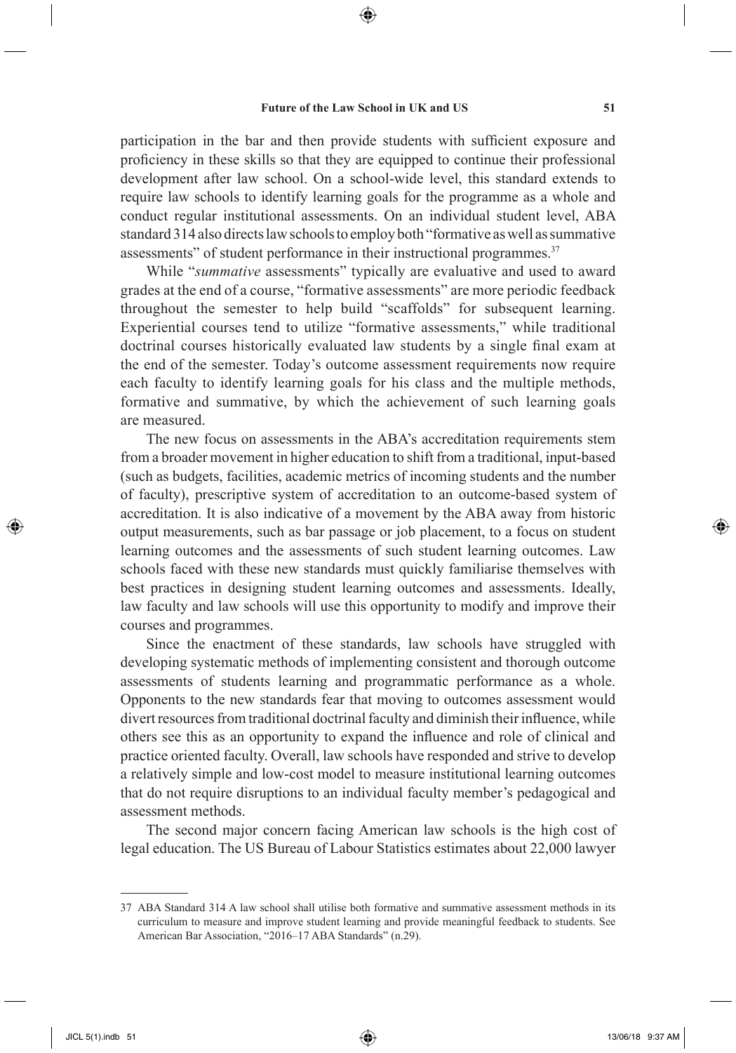participation in the bar and then provide students with sufficient exposure and proficiency in these skills so that they are equipped to continue their professional development after law school. On a school-wide level, this standard extends to require law schools to identify learning goals for the programme as a whole and conduct regular institutional assessments. On an individual student level, ABA standard 314 also directs law schools to employ both "formative as well as summative assessments" of student performance in their instructional programmes.[37]

While "*summative* assessments" typically are evaluative and used to award grades at the end of a course, "formative assessments" are more periodic feedback throughout the semester to help build "scaffolds" for subsequent learning. Experiential courses tend to utilize "formative assessments," while traditional doctrinal courses historically evaluated law students by a single final exam at the end of the semester. Today's outcome assessment requirements now require each faculty to identify learning goals for his class and the multiple methods, formative and summative, by which the achievement of such learning goals are measured.

The new focus on assessments in the ABA's accreditation requirements stem from a broader movement in higher education to shift from a traditional, input-based (such as budgets, facilities, academic metrics of incoming students and the number of faculty), prescriptive system of accreditation to an outcome-based system of accreditation. It is also indicative of a movement by the ABA away from historic output measurements, such as bar passage or job placement, to a focus on student learning outcomes and the assessments of such student learning outcomes. Law schools faced with these new standards must quickly familiarise themselves with best practices in designing student learning outcomes and assessments. Ideally, law faculty and law schools will use this opportunity to modify and improve their courses and programmes.

Since the enactment of these standards, law schools have struggled with developing systematic methods of implementing consistent and thorough outcome assessments of students learning and programmatic performance as a whole. Opponents to the new standards fear that moving to outcomes assessment would divert resources from traditional doctrinal faculty and diminish their influence, while others see this as an opportunity to expand the influence and role of clinical and practice oriented faculty. Overall, law schools have responded and strive to develop a relatively simple and low-cost model to measure institutional learning outcomes that do not require disruptions to an individual faculty member's pedagogical and assessment methods.

The second major concern facing American law schools is the high cost of legal education. The US Bureau of Labour Statistics estimates about 22,000 lawyer

---

37 ABA Standard 314 A law school shall utilise both formative and summative assessment methods in its curriculum to measure and improve student learning and provide meaningful feedback to students. See American Bar Association, "2016–17 ABA Standards" (n.29).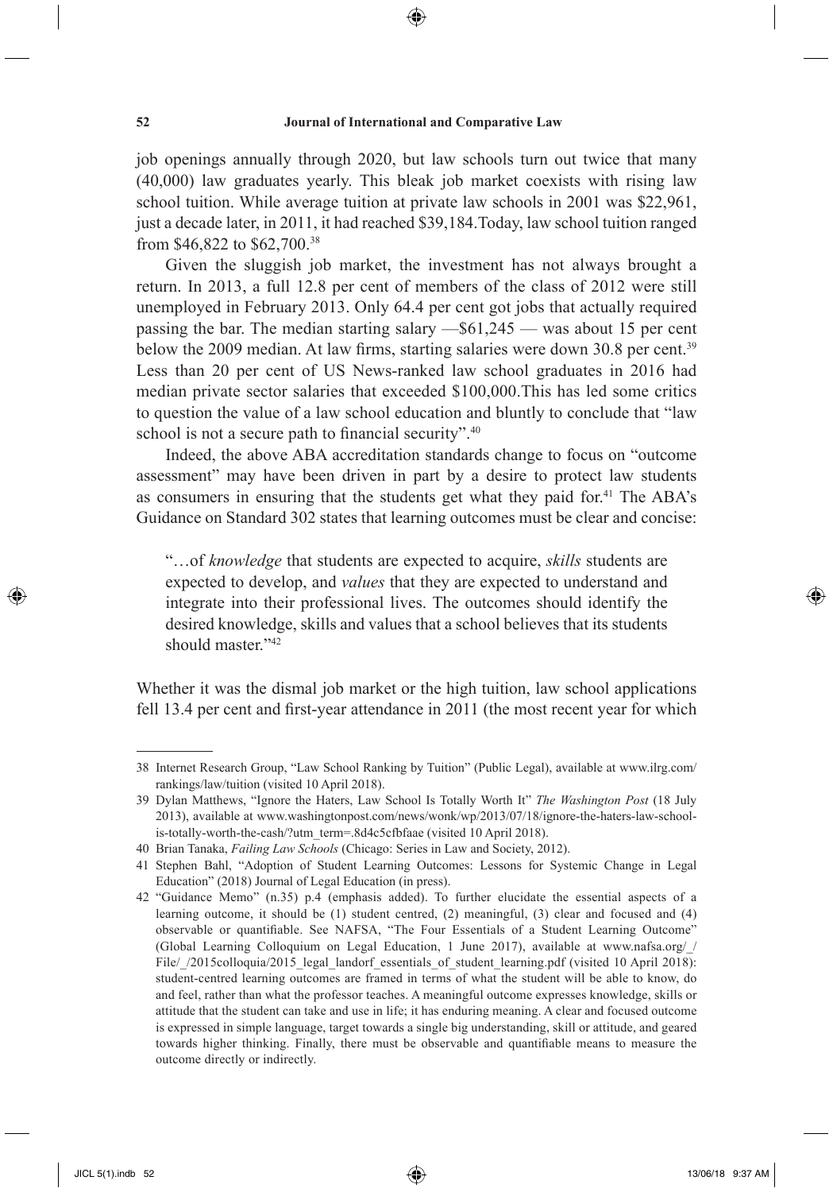job openings annually through 2020, but law schools turn out twice that many (40,000) law graduates yearly. This bleak job market coexists with rising law school tuition. While average tuition at private law schools in 2001 was $22,961, just a decade later, in 2011, it had reached $39,184.Today, law school tuition ranged from $46,822 to $62,700.[38]

Given the sluggish job market, the investment has not always brought a return. In 2013, a full 12.8 per cent of members of the class of 2012 were still unemployed in February 2013. Only 64.4 per cent got jobs that actually required passing the bar. The median starting salary —$61,245 — was about 15 per cent below the 2009 median. At law firms, starting salaries were down 30.8 per cent.[39] Less than 20 per cent of US News-ranked law school graduates in 2016 had median private sector salaries that exceeded $100,000.This has led some critics to question the value of a law school education and bluntly to conclude that "law school is not a secure path to financial security".[40]

Indeed, the above ABA accreditation standards change to focus on "outcome assessment" may have been driven in part by a desire to protect law students as consumers in ensuring that the students get what they paid for.[41] The ABA's Guidance on Standard 302 states that learning outcomes must be clear and concise:

> "…of *knowledge* that students are expected to acquire, *skills* students are expected to develop, and *values* that they are expected to understand and integrate into their professional lives. The outcomes should identify the desired knowledge, skills and values that a school believes that its students should master."[42]

Whether it was the dismal job market or the high tuition, law school applications fell 13.4 per cent and first-year attendance in 2011 (the most recent year for which

---

38 Internet Research Group, "Law School Ranking by Tuition" (Public Legal), available at www.ilrg.com/rankings/law/tuition (visited 10 April 2018).

39 Dylan Matthews, "Ignore the Haters, Law School Is Totally Worth It" *The Washington Post* (18 July 2013), available at www.washingtonpost.com/news/wonk/wp/2013/07/18/ignore-the-haters-law-school-is-totally-worth-the-cash/?utm_term=.8d4c5cfbfaae (visited 10 April 2018).

40 Brian Tanaka, *Failing Law Schools* (Chicago: Series in Law and Society, 2012).

41 Stephen Bahl, "Adoption of Student Learning Outcomes: Lessons for Systemic Change in Legal Education" (2018) Journal of Legal Education (in press).

42 "Guidance Memo" (n.35) p.4 (emphasis added). To further elucidate the essential aspects of a learning outcome, it should be (1) student centred, (2) meaningful, (3) clear and focused and (4) observable or quantifiable. See NAFSA, "The Four Essentials of a Student Learning Outcome" (Global Learning Colloquium on Legal Education, 1 June 2017), available at www.nafsa.org/_/File/_/2015colloquia/2015_legal_landorf_essentials_of_student_learning.pdf (visited 10 April 2018): student-centred learning outcomes are framed in terms of what the student will be able to know, do and feel, rather than what the professor teaches. A meaningful outcome expresses knowledge, skills or attitude that the student can take and use in life; it has enduring meaning. A clear and focused outcome is expressed in simple language, target towards a single big understanding, skill or attitude, and geared towards higher thinking. Finally, there must be observable and quantifiable means to measure the outcome directly or indirectly.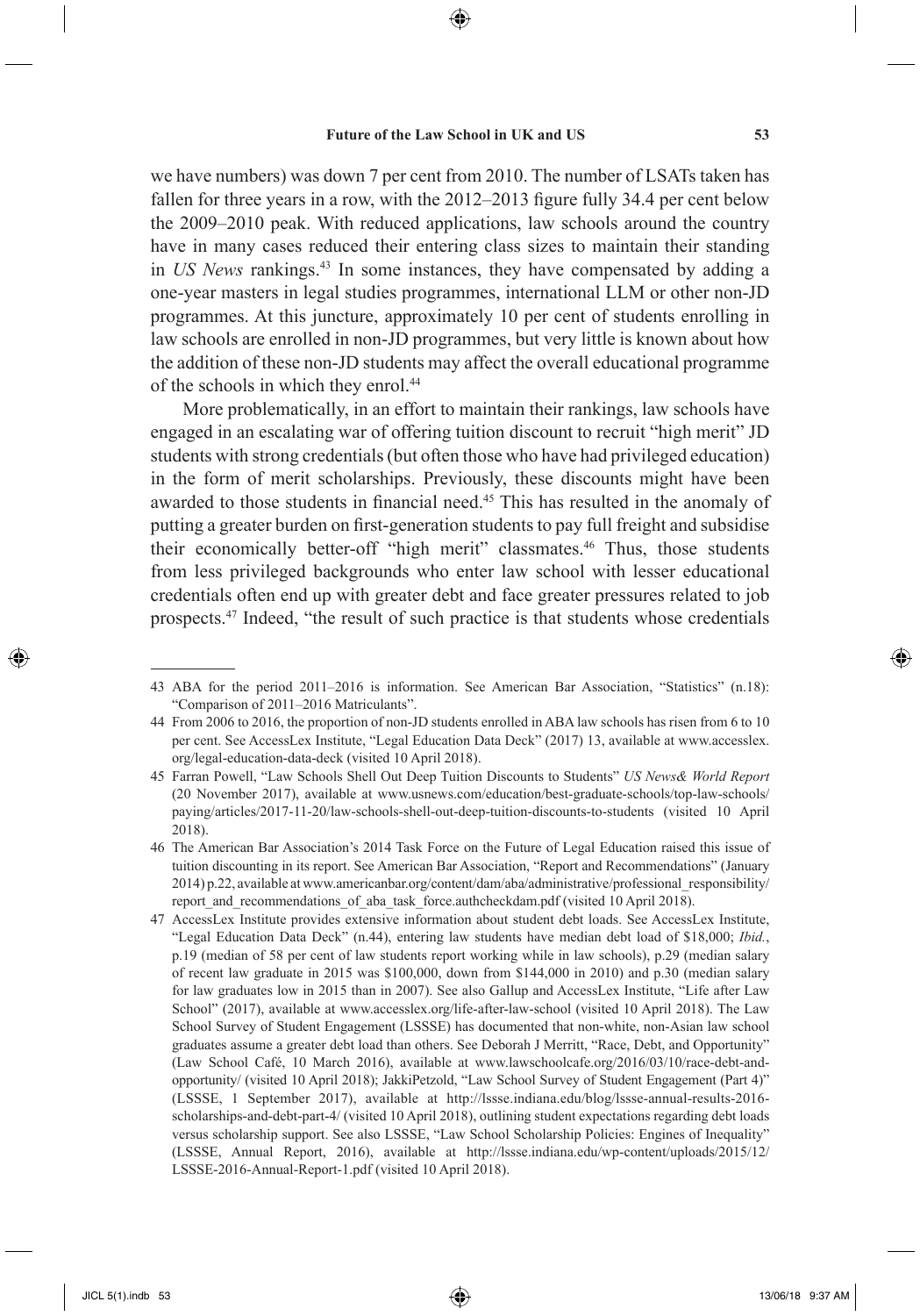we have numbers) was down 7 per cent from 2010. The number of LSATs taken has fallen for three years in a row, with the 2012–2013 figure fully 34.4 per cent below the 2009–2010 peak. With reduced applications, law schools around the country have in many cases reduced their entering class sizes to maintain their standing in *US News* rankings.[43] In some instances, they have compensated by adding a one-year masters in legal studies programmes, international LLM or other non-JD programmes. At this juncture, approximately 10 per cent of students enrolling in law schools are enrolled in non-JD programmes, but very little is known about how the addition of these non-JD students may affect the overall educational programme of the schools in which they enrol.[44]

More problematically, in an effort to maintain their rankings, law schools have engaged in an escalating war of offering tuition discount to recruit "high merit" JD students with strong credentials (but often those who have had privileged education) in the form of merit scholarships. Previously, these discounts might have been awarded to those students in financial need.[45] This has resulted in the anomaly of putting a greater burden on first-generation students to pay full freight and subsidise their economically better-off "high merit" classmates.[46] Thus, those students from less privileged backgrounds who enter law school with lesser educational credentials often end up with greater debt and face greater pressures related to job prospects.[47] Indeed, "the result of such practice is that students whose credentials

---

43 ABA for the period 2011–2016 is information. See American Bar Association, "Statistics" (n.18): "Comparison of 2011–2016 Matriculants".

44 From 2006 to 2016, the proportion of non-JD students enrolled in ABA law schools has risen from 6 to 10 per cent. See AccessLex Institute, "Legal Education Data Deck" (2017) 13, available at www.accesslex.org/legal-education-data-deck (visited 10 April 2018).

45 Farran Powell, "Law Schools Shell Out Deep Tuition Discounts to Students" *US News& World Report* (20 November 2017), available at www.usnews.com/education/best-graduate-schools/top-law-schools/paying/articles/2017-11-20/law-schools-shell-out-deep-tuition-discounts-to-students (visited 10 April 2018).

46 The American Bar Association's 2014 Task Force on the Future of Legal Education raised this issue of tuition discounting in its report. See American Bar Association, "Report and Recommendations" (January 2014) p.22, available at www.americanbar.org/content/dam/aba/administrative/professional_responsibility/report_and_recommendations_of_aba_task_force.authcheckdam.pdf (visited 10 April 2018).

47 AccessLex Institute provides extensive information about student debt loads. See AccessLex Institute, "Legal Education Data Deck" (n.44), entering law students have median debt load of $18,000; *Ibid.*, p.19 (median of 58 per cent of law students report working while in law schools), p.29 (median salary of recent law graduate in 2015 was $100,000, down from $144,000 in 2010) and p.30 (median salary for law graduates low in 2015 than in 2007). See also Gallup and AccessLex Institute, "Life after Law School" (2017), available at www.accesslex.org/life-after-law-school (visited 10 April 2018). The Law School Survey of Student Engagement (LSSSE) has documented that non-white, non-Asian law school graduates assume a greater debt load than others. See Deborah J Merritt, "Race, Debt, and Opportunity" (Law School Café, 10 March 2016), available at www.lawschoolcafe.org/2016/03/10/race-debt-and-opportunity/ (visited 10 April 2018); JakkiPetzold, "Law School Survey of Student Engagement (Part 4)" (LSSSE, 1 September 2017), available at http://lssse.indiana.edu/blog/lssse-annual-results-2016-scholarships-and-debt-part-4/ (visited 10 April 2018), outlining student expectations regarding debt loads versus scholarship support. See also LSSSE, "Law School Scholarship Policies: Engines of Inequality" (LSSSE, Annual Report, 2016), available at http://lssse.indiana.edu/wp-content/uploads/2015/12/LSSSE-2016-Annual-Report-1.pdf (visited 10 April 2018).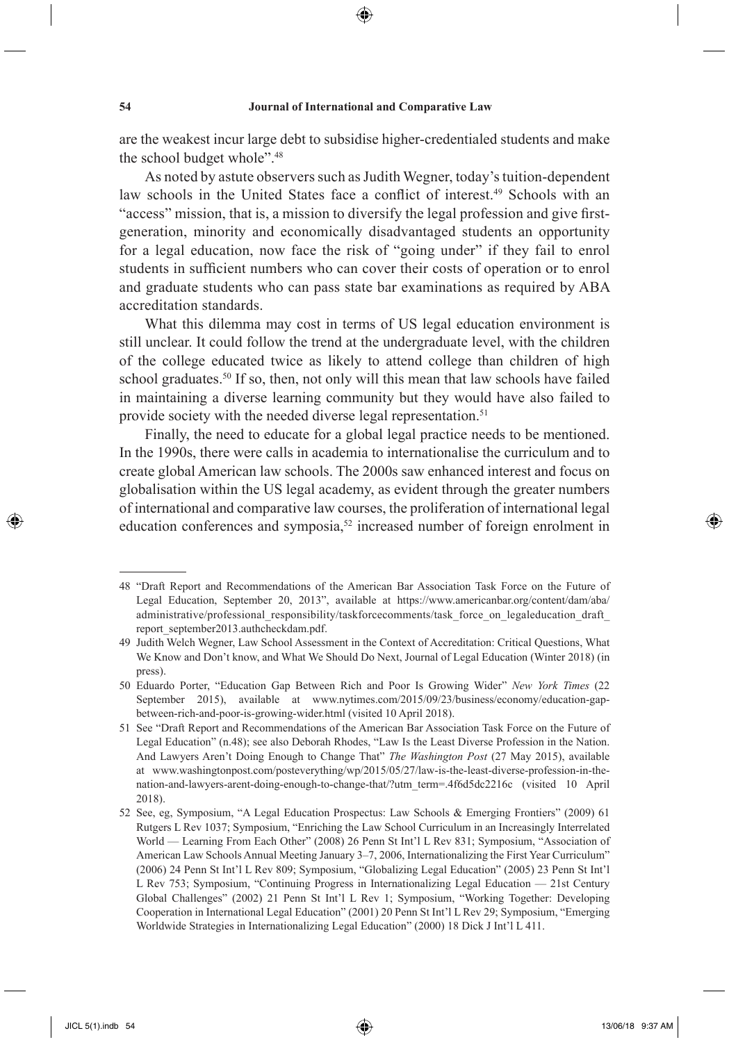are the weakest incur large debt to subsidise higher-credentialed students and make the school budget whole".[48]

As noted by astute observers such as Judith Wegner, today's tuition-dependent law schools in the United States face a conflict of interest.[49] Schools with an "access" mission, that is, a mission to diversify the legal profession and give first-generation, minority and economically disadvantaged students an opportunity for a legal education, now face the risk of "going under" if they fail to enrol students in sufficient numbers who can cover their costs of operation or to enrol and graduate students who can pass state bar examinations as required by ABA accreditation standards.

What this dilemma may cost in terms of US legal education environment is still unclear. It could follow the trend at the undergraduate level, with the children of the college educated twice as likely to attend college than children of high school graduates.[50] If so, then, not only will this mean that law schools have failed in maintaining a diverse learning community but they would have also failed to provide society with the needed diverse legal representation.[51]

Finally, the need to educate for a global legal practice needs to be mentioned. In the 1990s, there were calls in academia to internationalise the curriculum and to create global American law schools. The 2000s saw enhanced interest and focus on globalisation within the US legal academy, as evident through the greater numbers of international and comparative law courses, the proliferation of international legal education conferences and symposia,[52] increased number of foreign enrolment in

---

48 "Draft Report and Recommendations of the American Bar Association Task Force on the Future of Legal Education, September 20, 2013", available at https://www.americanbar.org/content/dam/aba/administrative/professional_responsibility/taskforcecomments/task_force_on_legaleducation_draft_report_september2013.authcheckdam.pdf.

49 Judith Welch Wegner, Law School Assessment in the Context of Accreditation: Critical Questions, What We Know and Don't know, and What We Should Do Next, Journal of Legal Education (Winter 2018) (in press).

50 Eduardo Porter, "Education Gap Between Rich and Poor Is Growing Wider" *New York Times* (22 September 2015), available at www.nytimes.com/2015/09/23/business/economy/education-gap-between-rich-and-poor-is-growing-wider.html (visited 10 April 2018).

51 See "Draft Report and Recommendations of the American Bar Association Task Force on the Future of Legal Education" (n.48); see also Deborah Rhodes, "Law Is the Least Diverse Profession in the Nation. And Lawyers Aren't Doing Enough to Change That" *The Washington Post* (27 May 2015), available at www.washingtonpost.com/posteverything/wp/2015/05/27/law-is-the-least-diverse-profession-in-the-nation-and-lawyers-arent-doing-enough-to-change-that/?utm_term=.4f6d5dc2216c (visited 10 April 2018).

52 See, eg, Symposium, "A Legal Education Prospectus: Law Schools & Emerging Frontiers" (2009) 61 Rutgers L Rev 1037; Symposium, "Enriching the Law School Curriculum in an Increasingly Interrelated World — Learning From Each Other" (2008) 26 Penn St Int'l L Rev 831; Symposium, "Association of American Law Schools Annual Meeting January 3–7, 2006, Internationalizing the First Year Curriculum" (2006) 24 Penn St Int'l L Rev 809; Symposium, "Globalizing Legal Education" (2005) 23 Penn St Int'l L Rev 753; Symposium, "Continuing Progress in Internationalizing Legal Education — 21st Century Global Challenges" (2002) 21 Penn St Int'l L Rev 1; Symposium, "Working Together: Developing Cooperation in International Legal Education" (2001) 20 Penn St Int'l L Rev 29; Symposium, "Emerging Worldwide Strategies in Internationalizing Legal Education" (2000) 18 Dick J Int'l L 411.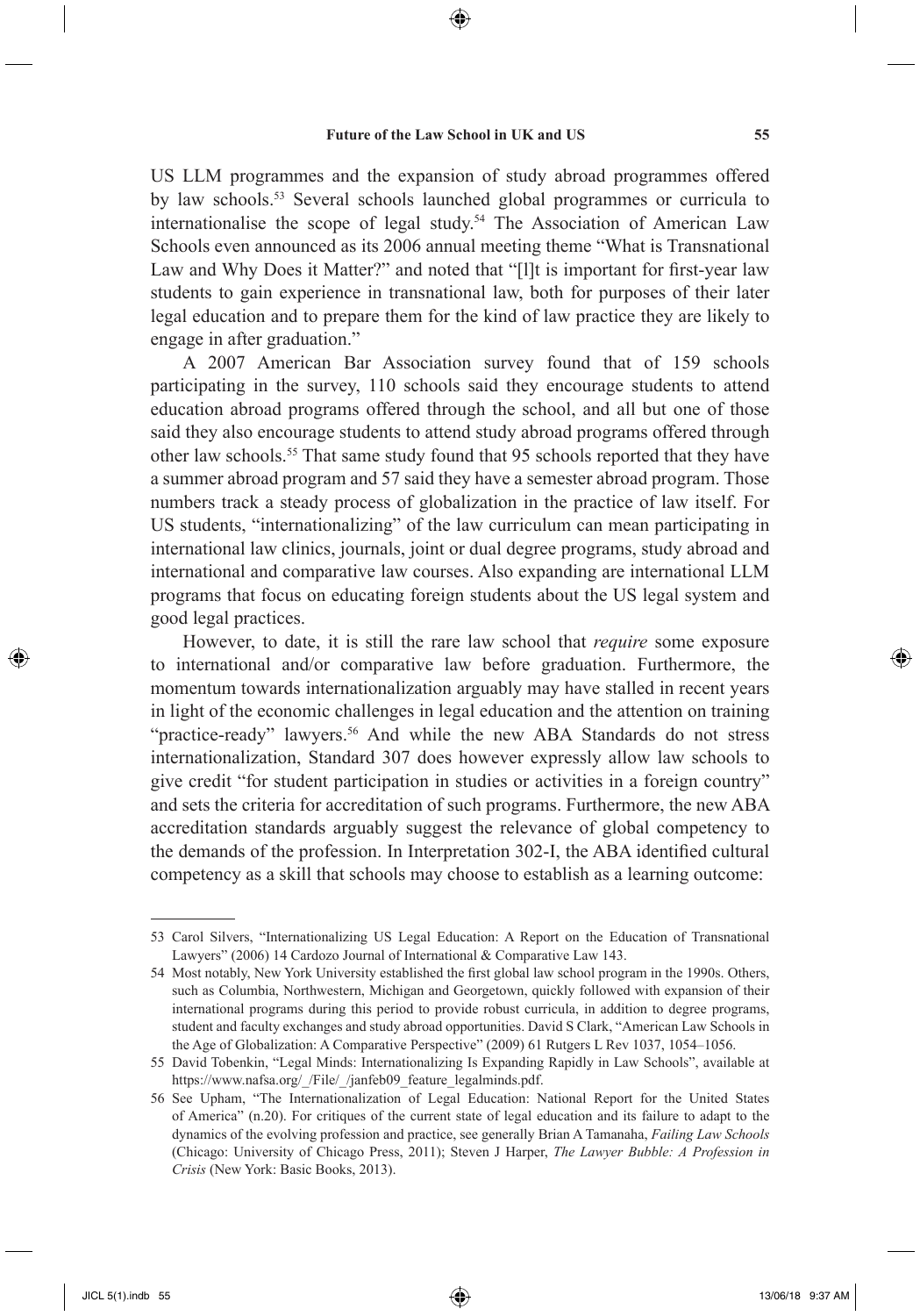US LLM programmes and the expansion of study abroad programmes offered by law schools.[53] Several schools launched global programmes or curricula to internationalise the scope of legal study.[54] The Association of American Law Schools even announced as its 2006 annual meeting theme "What is Transnational Law and Why Does it Matter?" and noted that "[l]t is important for first-year law students to gain experience in transnational law, both for purposes of their later legal education and to prepare them for the kind of law practice they are likely to engage in after graduation."

A 2007 American Bar Association survey found that of 159 schools participating in the survey, 110 schools said they encourage students to attend education abroad programs offered through the school, and all but one of those said they also encourage students to attend study abroad programs offered through other law schools.[55] That same study found that 95 schools reported that they have a summer abroad program and 57 said they have a semester abroad program. Those numbers track a steady process of globalization in the practice of law itself. For US students, "internationalizing" of the law curriculum can mean participating in international law clinics, journals, joint or dual degree programs, study abroad and international and comparative law courses. Also expanding are international LLM programs that focus on educating foreign students about the US legal system and good legal practices.

However, to date, it is still the rare law school that *require* some exposure to international and/or comparative law before graduation. Furthermore, the momentum towards internationalization arguably may have stalled in recent years in light of the economic challenges in legal education and the attention on training "practice-ready" lawyers.[56] And while the new ABA Standards do not stress internationalization, Standard 307 does however expressly allow law schools to give credit "for student participation in studies or activities in a foreign country" and sets the criteria for accreditation of such programs. Furthermore, the new ABA accreditation standards arguably suggest the relevance of global competency to the demands of the profession. In Interpretation 302-I, the ABA identified cultural competency as a skill that schools may choose to establish as a learning outcome:

---

53 Carol Silvers, "Internationalizing US Legal Education: A Report on the Education of Transnational Lawyers" (2006) 14 Cardozo Journal of International & Comparative Law 143.

54 Most notably, New York University established the first global law school program in the 1990s. Others, such as Columbia, Northwestern, Michigan and Georgetown, quickly followed with expansion of their international programs during this period to provide robust curricula, in addition to degree programs, student and faculty exchanges and study abroad opportunities. David S Clark, "American Law Schools in the Age of Globalization: A Comparative Perspective" (2009) 61 Rutgers L Rev 1037, 1054–1056.

55 David Tobenkin, "Legal Minds: Internationalizing Is Expanding Rapidly in Law Schools", available at https://www.nafsa.org/_/File/_/janfeb09_feature_legalminds.pdf.

56 See Upham, "The Internationalization of Legal Education: National Report for the United States of America" (n.20). For critiques of the current state of legal education and its failure to adapt to the dynamics of the evolving profession and practice, see generally Brian A Tamanaha, *Failing Law Schools* (Chicago: University of Chicago Press, 2011); Steven J Harper, *The Lawyer Bubble: A Profession in Crisis* (New York: Basic Books, 2013).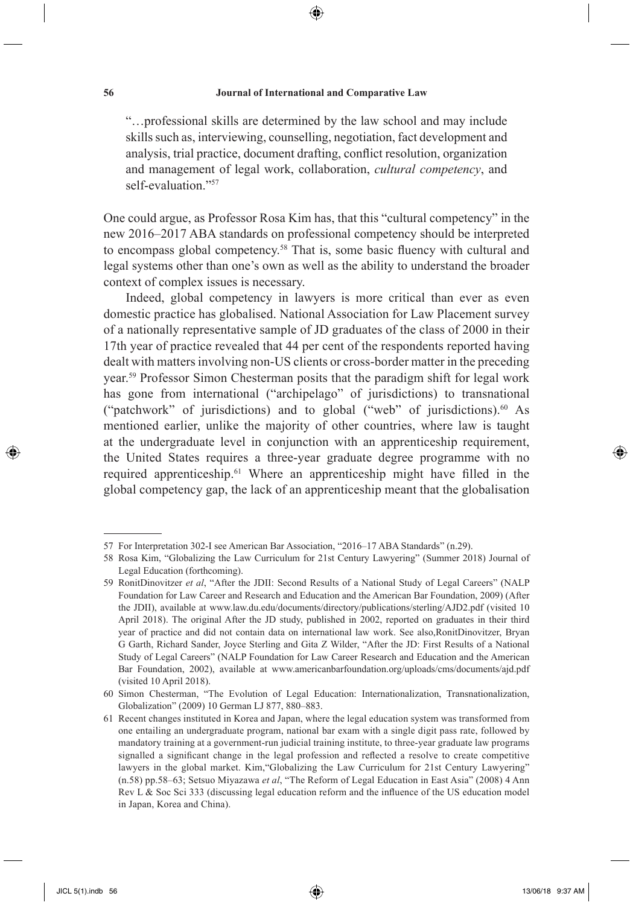"…professional skills are determined by the law school and may include skills such as, interviewing, counselling, negotiation, fact development and analysis, trial practice, document drafting, conflict resolution, organization and management of legal work, collaboration, *cultural competency*, and self-evaluation."[57]

One could argue, as Professor Rosa Kim has, that this "cultural competency" in the new 2016–2017 ABA standards on professional competency should be interpreted to encompass global competency.[58] That is, some basic fluency with cultural and legal systems other than one's own as well as the ability to understand the broader context of complex issues is necessary.

Indeed, global competency in lawyers is more critical than ever as even domestic practice has globalised. National Association for Law Placement survey of a nationally representative sample of JD graduates of the class of 2000 in their 17th year of practice revealed that 44 per cent of the respondents reported having dealt with matters involving non-US clients or cross-border matter in the preceding year.[59] Professor Simon Chesterman posits that the paradigm shift for legal work has gone from international ("archipelago" of jurisdictions) to transnational ("patchwork" of jurisdictions) and to global ("web" of jurisdictions).[60] As mentioned earlier, unlike the majority of other countries, where law is taught at the undergraduate level in conjunction with an apprenticeship requirement, the United States requires a three-year graduate degree programme with no required apprenticeship.[61] Where an apprenticeship might have filled in the global competency gap, the lack of an apprenticeship meant that the globalisation

---

57 For Interpretation 302-I see American Bar Association, "2016–17 ABA Standards" (n.29).

58 Rosa Kim, "Globalizing the Law Curriculum for 21st Century Lawyering" (Summer 2018) Journal of Legal Education (forthcoming).

59 RonitDinovitzer *et al*, "After the JDII: Second Results of a National Study of Legal Careers" (NALP Foundation for Law Career and Research and Education and the American Bar Foundation, 2009) (After the JDII), available at www.law.du.edu/documents/directory/publications/sterling/AJD2.pdf (visited 10 April 2018). The original After the JD study, published in 2002, reported on graduates in their third year of practice and did not contain data on international law work. See also,RonitDinovitzer, Bryan G Garth, Richard Sander, Joyce Sterling and Gita Z Wilder, "After the JD: First Results of a National Study of Legal Careers" (NALP Foundation for Law Career Research and Education and the American Bar Foundation, 2002), available at www.americanbarfoundation.org/uploads/cms/documents/ajd.pdf (visited 10 April 2018).

60 Simon Chesterman, "The Evolution of Legal Education: Internationalization, Transnationalization, Globalization" (2009) 10 German LJ 877, 880–883.

61 Recent changes instituted in Korea and Japan, where the legal education system was transformed from one entailing an undergraduate program, national bar exam with a single digit pass rate, followed by mandatory training at a government-run judicial training institute, to three-year graduate law programs signalled a significant change in the legal profession and reflected a resolve to create competitive lawyers in the global market. Kim,"Globalizing the Law Curriculum for 21st Century Lawyering" (n.58) pp.58–63; Setsuo Miyazawa *et al*, "The Reform of Legal Education in East Asia" (2008) 4 Ann Rev L & Soc Sci 333 (discussing legal education reform and the influence of the US education model in Japan, Korea and China).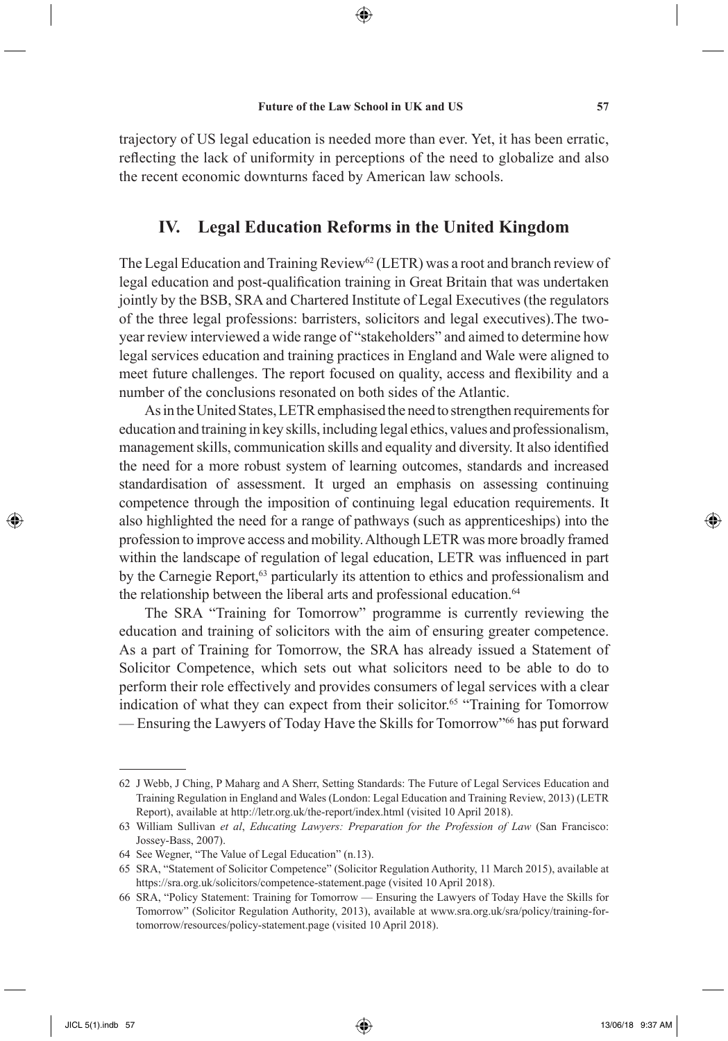trajectory of US legal education is needed more than ever. Yet, it has been erratic, reflecting the lack of uniformity in perceptions of the need to globalize and also the recent economic downturns faced by American law schools.

## IV. Legal Education Reforms in the United Kingdom

The Legal Education and Training Review[62] (LETR) was a root and branch review of legal education and post-qualification training in Great Britain that was undertaken jointly by the BSB, SRA and Chartered Institute of Legal Executives (the regulators of the three legal professions: barristers, solicitors and legal executives).The two-year review interviewed a wide range of "stakeholders" and aimed to determine how legal services education and training practices in England and Wale were aligned to meet future challenges. The report focused on quality, access and flexibility and a number of the conclusions resonated on both sides of the Atlantic.

As in the United States, LETR emphasised the need to strengthen requirements for education and training in key skills, including legal ethics, values and professionalism, management skills, communication skills and equality and diversity. It also identified the need for a more robust system of learning outcomes, standards and increased standardisation of assessment. It urged an emphasis on assessing continuing competence through the imposition of continuing legal education requirements. It also highlighted the need for a range of pathways (such as apprenticeships) into the profession to improve access and mobility. Although LETR was more broadly framed within the landscape of regulation of legal education, LETR was influenced in part by the Carnegie Report,[63] particularly its attention to ethics and professionalism and the relationship between the liberal arts and professional education.[64]

The SRA "Training for Tomorrow" programme is currently reviewing the education and training of solicitors with the aim of ensuring greater competence. As a part of Training for Tomorrow, the SRA has already issued a Statement of Solicitor Competence, which sets out what solicitors need to be able to do to perform their role effectively and provides consumers of legal services with a clear indication of what they can expect from their solicitor.[65] "Training for Tomorrow — Ensuring the Lawyers of Today Have the Skills for Tomorrow"[66] has put forward

---

62 J Webb, J Ching, P Maharg and A Sherr, Setting Standards: The Future of Legal Services Education and Training Regulation in England and Wales (London: Legal Education and Training Review, 2013) (LETR Report), available at http://letr.org.uk/the-report/index.html (visited 10 April 2018).

63 William Sullivan *et al*, *Educating Lawyers: Preparation for the Profession of Law* (San Francisco: Jossey-Bass, 2007).

64 See Wegner, "The Value of Legal Education" (n.13).

65 SRA, "Statement of Solicitor Competence" (Solicitor Regulation Authority, 11 March 2015), available at https://sra.org.uk/solicitors/competence-statement.page (visited 10 April 2018).

66 SRA, "Policy Statement: Training for Tomorrow — Ensuring the Lawyers of Today Have the Skills for Tomorrow" (Solicitor Regulation Authority, 2013), available at www.sra.org.uk/sra/policy/training-for-tomorrow/resources/policy-statement.page (visited 10 April 2018).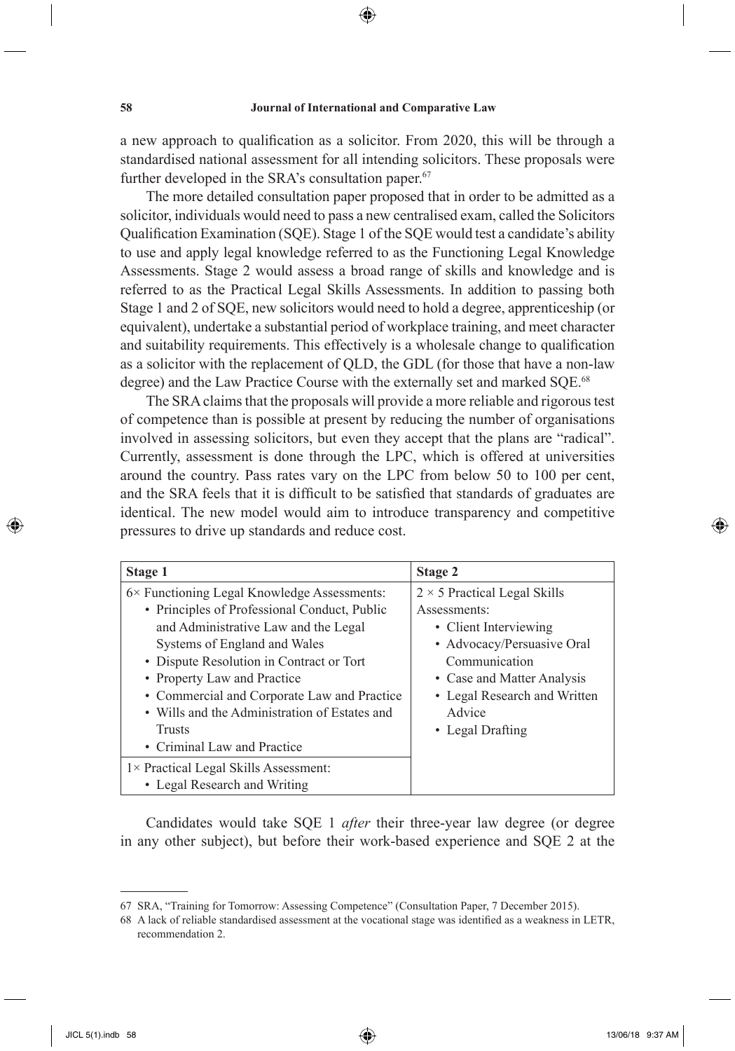a new approach to qualification as a solicitor. From 2020, this will be through a standardised national assessment for all intending solicitors. These proposals were further developed in the SRA's consultation paper.[67]

The more detailed consultation paper proposed that in order to be admitted as a solicitor, individuals would need to pass a new centralised exam, called the Solicitors Qualification Examination (SQE). Stage 1 of the SQE would test a candidate's ability to use and apply legal knowledge referred to as the Functioning Legal Knowledge Assessments. Stage 2 would assess a broad range of skills and knowledge and is referred to as the Practical Legal Skills Assessments. In addition to passing both Stage 1 and 2 of SQE, new solicitors would need to hold a degree, apprenticeship (or equivalent), undertake a substantial period of workplace training, and meet character and suitability requirements. This effectively is a wholesale change to qualification as a solicitor with the replacement of QLD, the GDL (for those that have a non-law degree) and the Law Practice Course with the externally set and marked SQE.[68]

The SRA claims that the proposals will provide a more reliable and rigorous test of competence than is possible at present by reducing the number of organisations involved in assessing solicitors, but even they accept that the plans are "radical". Currently, assessment is done through the LPC, which is offered at universities around the country. Pass rates vary on the LPC from below 50 to 100 per cent, and the SRA feels that it is difficult to be satisfied that standards of graduates are identical. The new model would aim to introduce transparency and competitive pressures to drive up standards and reduce cost.

| Stage 1 | Stage 2 |
|---|---|
| 6× Functioning Legal Knowledge Assessments:<br>• Principles of Professional Conduct, Public and Administrative Law and the Legal Systems of England and Wales<br>• Dispute Resolution in Contract or Tort<br>• Property Law and Practice<br>• Commercial and Corporate Law and Practice<br>• Wills and the Administration of Estates and Trusts<br>• Criminal Law and Practice | 2 × 5 Practical Legal Skills Assessments:<br>• Client Interviewing<br>• Advocacy/Persuasive Oral Communication<br>• Case and Matter Analysis<br>• Legal Research and Written Advice<br>• Legal Drafting |
| 1× Practical Legal Skills Assessment:<br>• Legal Research and Writing | |

Candidates would take SQE 1 *after* their three-year law degree (or degree in any other subject), but before their work-based experience and SQE 2 at the

67 SRA, "Training for Tomorrow: Assessing Competence" (Consultation Paper, 7 December 2015).

68 A lack of reliable standardised assessment at the vocational stage was identified as a weakness in LETR, recommendation 2.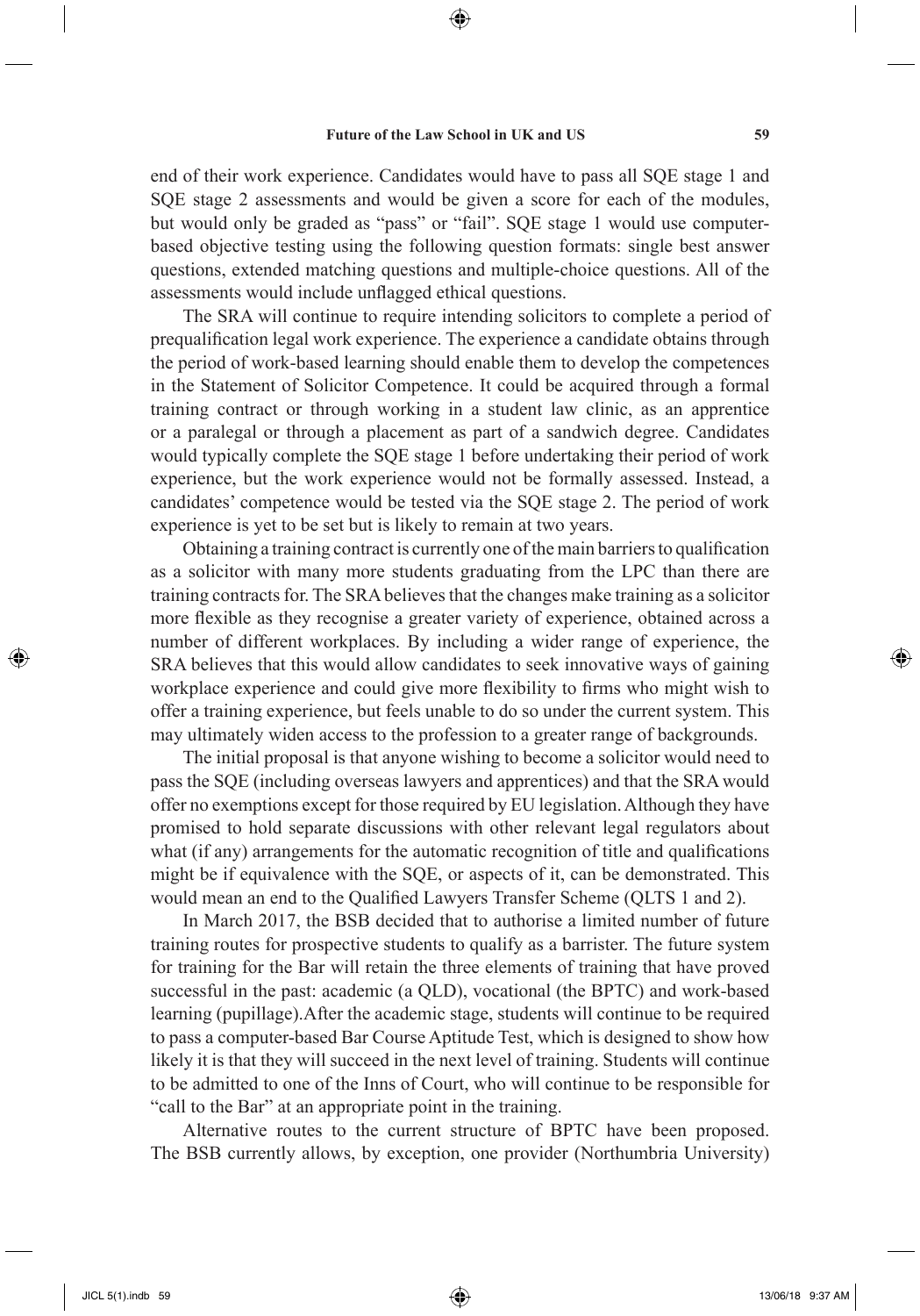end of their work experience. Candidates would have to pass all SQE stage 1 and SQE stage 2 assessments and would be given a score for each of the modules, but would only be graded as "pass" or "fail". SQE stage 1 would use computer-based objective testing using the following question formats: single best answer questions, extended matching questions and multiple-choice questions. All of the assessments would include unflagged ethical questions.

The SRA will continue to require intending solicitors to complete a period of prequalification legal work experience. The experience a candidate obtains through the period of work-based learning should enable them to develop the competences in the Statement of Solicitor Competence. It could be acquired through a formal training contract or through working in a student law clinic, as an apprentice or a paralegal or through a placement as part of a sandwich degree. Candidates would typically complete the SQE stage 1 before undertaking their period of work experience, but the work experience would not be formally assessed. Instead, a candidates' competence would be tested via the SQE stage 2. The period of work experience is yet to be set but is likely to remain at two years.

Obtaining a training contract is currently one of the main barriers to qualification as a solicitor with many more students graduating from the LPC than there are training contracts for. The SRA believes that the changes make training as a solicitor more flexible as they recognise a greater variety of experience, obtained across a number of different workplaces. By including a wider range of experience, the SRA believes that this would allow candidates to seek innovative ways of gaining workplace experience and could give more flexibility to firms who might wish to offer a training experience, but feels unable to do so under the current system. This may ultimately widen access to the profession to a greater range of backgrounds.

The initial proposal is that anyone wishing to become a solicitor would need to pass the SQE (including overseas lawyers and apprentices) and that the SRA would offer no exemptions except for those required by EU legislation. Although they have promised to hold separate discussions with other relevant legal regulators about what (if any) arrangements for the automatic recognition of title and qualifications might be if equivalence with the SQE, or aspects of it, can be demonstrated. This would mean an end to the Qualified Lawyers Transfer Scheme (QLTS 1 and 2).

In March 2017, the BSB decided that to authorise a limited number of future training routes for prospective students to qualify as a barrister. The future system for training for the Bar will retain the three elements of training that have proved successful in the past: academic (a QLD), vocational (the BPTC) and work-based learning (pupillage).After the academic stage, students will continue to be required to pass a computer-based Bar Course Aptitude Test, which is designed to show how likely it is that they will succeed in the next level of training. Students will continue to be admitted to one of the Inns of Court, who will continue to be responsible for "call to the Bar" at an appropriate point in the training.

Alternative routes to the current structure of BPTC have been proposed. The BSB currently allows, by exception, one provider (Northumbria University)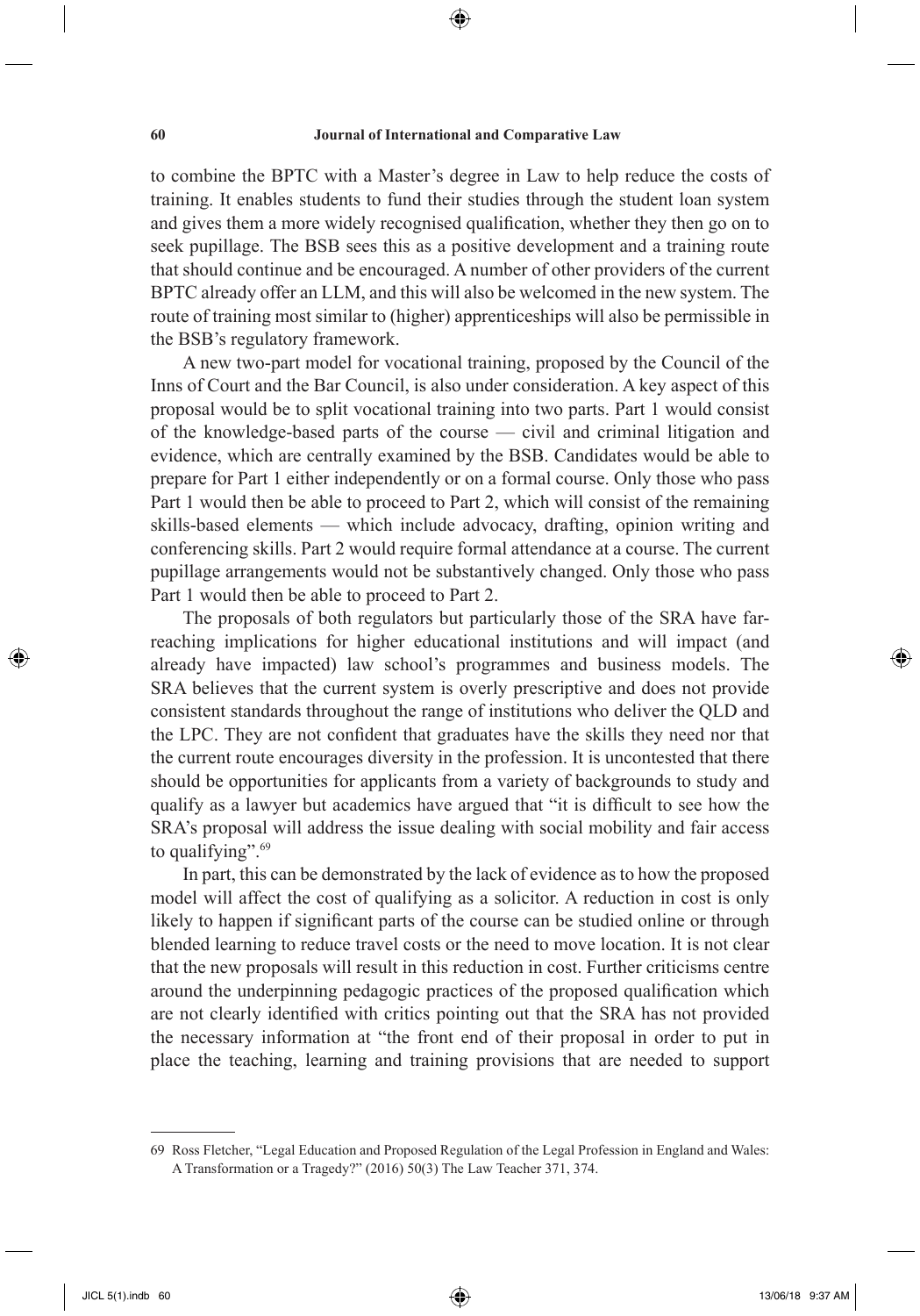to combine the BPTC with a Master's degree in Law to help reduce the costs of training. It enables students to fund their studies through the student loan system and gives them a more widely recognised qualification, whether they then go on to seek pupillage. The BSB sees this as a positive development and a training route that should continue and be encouraged. A number of other providers of the current BPTC already offer an LLM, and this will also be welcomed in the new system. The route of training most similar to (higher) apprenticeships will also be permissible in the BSB's regulatory framework.

A new two-part model for vocational training, proposed by the Council of the Inns of Court and the Bar Council, is also under consideration. A key aspect of this proposal would be to split vocational training into two parts. Part 1 would consist of the knowledge-based parts of the course — civil and criminal litigation and evidence, which are centrally examined by the BSB. Candidates would be able to prepare for Part 1 either independently or on a formal course. Only those who pass Part 1 would then be able to proceed to Part 2, which will consist of the remaining skills-based elements — which include advocacy, drafting, opinion writing and conferencing skills. Part 2 would require formal attendance at a course. The current pupillage arrangements would not be substantively changed. Only those who pass Part 1 would then be able to proceed to Part 2.

The proposals of both regulators but particularly those of the SRA have far-reaching implications for higher educational institutions and will impact (and already have impacted) law school's programmes and business models. The SRA believes that the current system is overly prescriptive and does not provide consistent standards throughout the range of institutions who deliver the QLD and the LPC. They are not confident that graduates have the skills they need nor that the current route encourages diversity in the profession. It is uncontested that there should be opportunities for applicants from a variety of backgrounds to study and qualify as a lawyer but academics have argued that "it is difficult to see how the SRA's proposal will address the issue dealing with social mobility and fair access to qualifying".[69]

In part, this can be demonstrated by the lack of evidence as to how the proposed model will affect the cost of qualifying as a solicitor. A reduction in cost is only likely to happen if significant parts of the course can be studied online or through blended learning to reduce travel costs or the need to move location. It is not clear that the new proposals will result in this reduction in cost. Further criticisms centre around the underpinning pedagogic practices of the proposed qualification which are not clearly identified with critics pointing out that the SRA has not provided the necessary information at "the front end of their proposal in order to put in place the teaching, learning and training provisions that are needed to support

---

69 Ross Fletcher, "Legal Education and Proposed Regulation of the Legal Profession in England and Wales: A Transformation or a Tragedy?" (2016) 50(3) The Law Teacher 371, 374.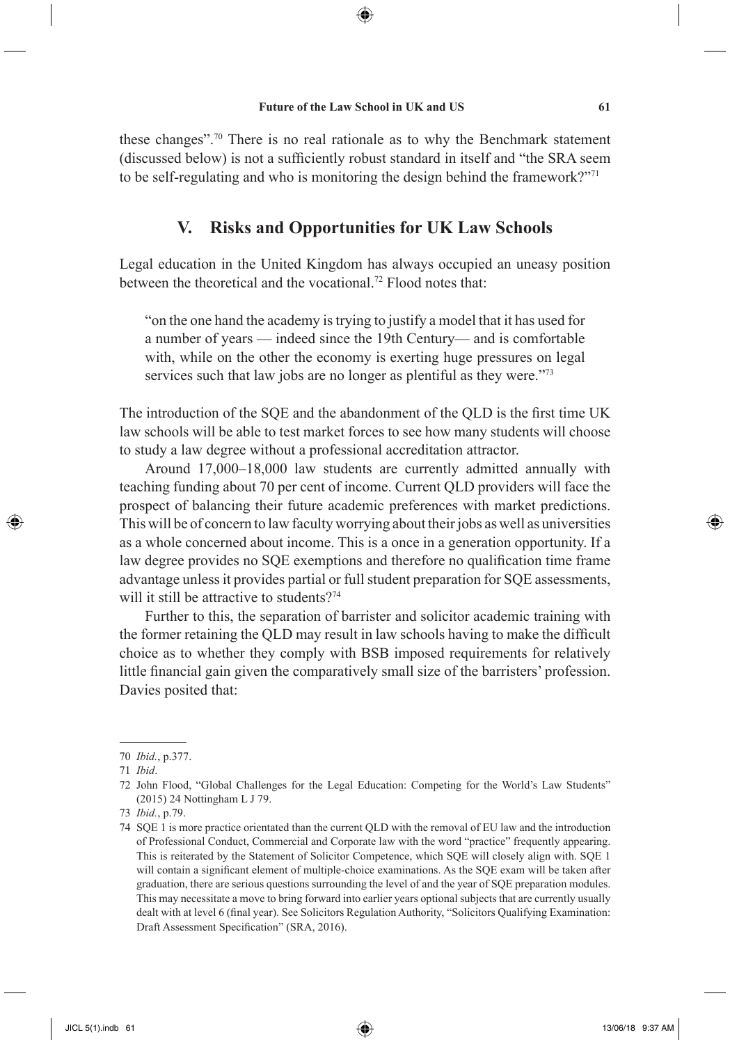these changes".[70] There is no real rationale as to why the Benchmark statement (discussed below) is not a sufficiently robust standard in itself and "the SRA seem to be self-regulating and who is monitoring the design behind the framework?"[71]

## V. Risks and Opportunities for UK Law Schools

Legal education in the United Kingdom has always occupied an uneasy position between the theoretical and the vocational.[72] Flood notes that:

> "on the one hand the academy is trying to justify a model that it has used for a number of years — indeed since the 19th Century— and is comfortable with, while on the other the economy is exerting huge pressures on legal services such that law jobs are no longer as plentiful as they were."[73]

The introduction of the SQE and the abandonment of the QLD is the first time UK law schools will be able to test market forces to see how many students will choose to study a law degree without a professional accreditation attractor.

Around 17,000–18,000 law students are currently admitted annually with teaching funding about 70 per cent of income. Current QLD providers will face the prospect of balancing their future academic preferences with market predictions. This will be of concern to law faculty worrying about their jobs as well as universities as a whole concerned about income. This is a once in a generation opportunity. If a law degree provides no SQE exemptions and therefore no qualification time frame advantage unless it provides partial or full student preparation for SQE assessments, will it still be attractive to students?[74]

Further to this, the separation of barrister and solicitor academic training with the former retaining the QLD may result in law schools having to make the difficult choice as to whether they comply with BSB imposed requirements for relatively little financial gain given the comparatively small size of the barristers' profession. Davies posited that:

---

70 *Ibid.*, p.377.

71 *Ibid*.

72 John Flood, "Global Challenges for the Legal Education: Competing for the World's Law Students" (2015) 24 Nottingham L J 79.

73 *Ibid.*, p.79.

74 SQE 1 is more practice orientated than the current QLD with the removal of EU law and the introduction of Professional Conduct, Commercial and Corporate law with the word "practice" frequently appearing. This is reiterated by the Statement of Solicitor Competence, which SQE will closely align with. SQE 1 will contain a significant element of multiple-choice examinations. As the SQE exam will be taken after graduation, there are serious questions surrounding the level of and the year of SQE preparation modules. This may necessitate a move to bring forward into earlier years optional subjects that are currently usually dealt with at level 6 (final year). See Solicitors Regulation Authority, "Solicitors Qualifying Examination: Draft Assessment Specification" (SRA, 2016).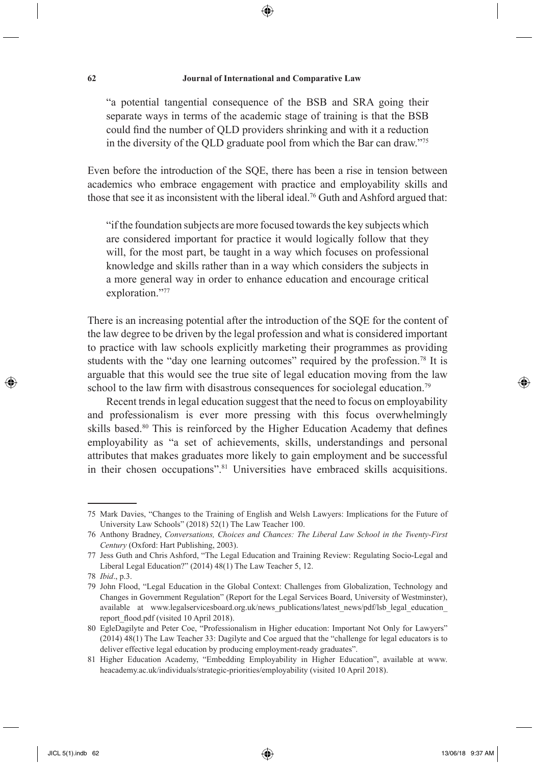> "a potential tangential consequence of the BSB and SRA going their separate ways in terms of the academic stage of training is that the BSB could find the number of QLD providers shrinking and with it a reduction in the diversity of the QLD graduate pool from which the Bar can draw."[75]

Even before the introduction of the SQE, there has been a rise in tension between academics who embrace engagement with practice and employability skills and those that see it as inconsistent with the liberal ideal.[76] Guth and Ashford argued that:

> "if the foundation subjects are more focused towards the key subjects which are considered important for practice it would logically follow that they will, for the most part, be taught in a way which focuses on professional knowledge and skills rather than in a way which considers the subjects in a more general way in order to enhance education and encourage critical exploration."[77]

There is an increasing potential after the introduction of the SQE for the content of the law degree to be driven by the legal profession and what is considered important to practice with law schools explicitly marketing their programmes as providing students with the "day one learning outcomes" required by the profession.[78] It is arguable that this would see the true site of legal education moving from the law school to the law firm with disastrous consequences for sociolegal education.[79]

Recent trends in legal education suggest that the need to focus on employability and professionalism is ever more pressing with this focus overwhelmingly skills based.[80] This is reinforced by the Higher Education Academy that defines employability as "a set of achievements, skills, understandings and personal attributes that makes graduates more likely to gain employment and be successful in their chosen occupations".[81] Universities have embraced skills acquisitions.

---

75 Mark Davies, "Changes to the Training of English and Welsh Lawyers: Implications for the Future of University Law Schools" (2018) 52(1) The Law Teacher 100.

76 Anthony Bradney, *Conversations, Choices and Chances: The Liberal Law School in the Twenty-First Century* (Oxford: Hart Publishing, 2003).

77 Jess Guth and Chris Ashford, "The Legal Education and Training Review: Regulating Socio-Legal and Liberal Legal Education?" (2014) 48(1) The Law Teacher 5, 12.

78 *Ibid*., p.3.

79 John Flood, "Legal Education in the Global Context: Challenges from Globalization, Technology and Changes in Government Regulation" (Report for the Legal Services Board, University of Westminster), available at www.legalservicesboard.org.uk/news_publications/latest_news/pdf/lsb_legal_education_report_flood.pdf (visited 10 April 2018).

80 EgleDagilyte and Peter Coe, "Professionalism in Higher education: Important Not Only for Lawyers" (2014) 48(1) The Law Teacher 33: Dagilyte and Coe argued that the "challenge for legal educators is to deliver effective legal education by producing employment-ready graduates".

81 Higher Education Academy, "Embedding Employability in Higher Education", available at www.heacademy.ac.uk/individuals/strategic-priorities/employability (visited 10 April 2018).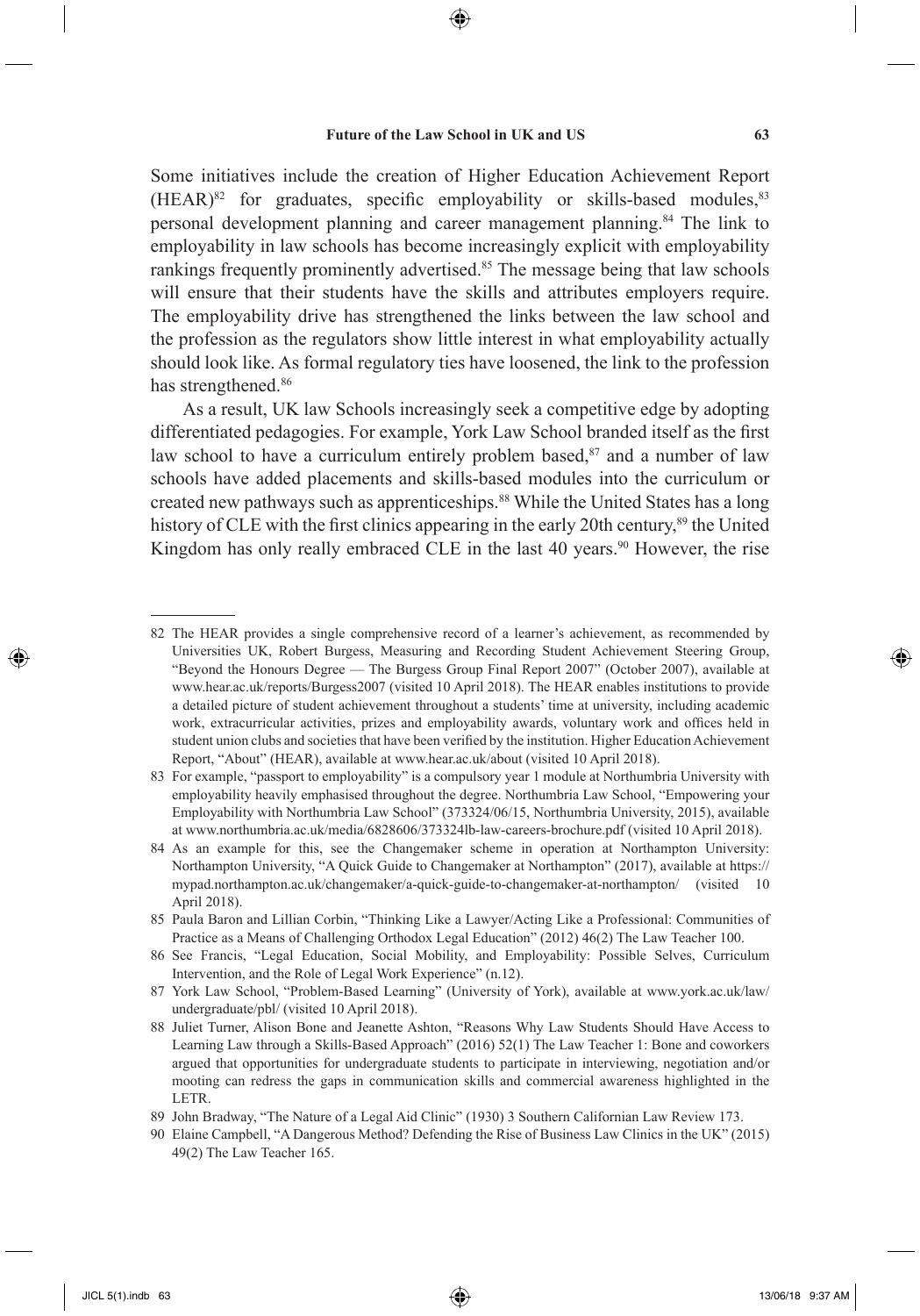Some initiatives include the creation of Higher Education Achievement Report (HEAR)[82] for graduates, specific employability or skills-based modules,[83] personal development planning and career management planning.[84] The link to employability in law schools has become increasingly explicit with employability rankings frequently prominently advertised.[85] The message being that law schools will ensure that their students have the skills and attributes employers require. The employability drive has strengthened the links between the law school and the profession as the regulators show little interest in what employability actually should look like. As formal regulatory ties have loosened, the link to the profession has strengthened.[86]

As a result, UK law Schools increasingly seek a competitive edge by adopting differentiated pedagogies. For example, York Law School branded itself as the first law school to have a curriculum entirely problem based,[87] and a number of law schools have added placements and skills-based modules into the curriculum or created new pathways such as apprenticeships.[88] While the United States has a long history of CLE with the first clinics appearing in the early 20th century,[89] the United Kingdom has only really embraced CLE in the last 40 years.[90] However, the rise

---

82 The HEAR provides a single comprehensive record of a learner's achievement, as recommended by Universities UK, Robert Burgess, Measuring and Recording Student Achievement Steering Group, "Beyond the Honours Degree — The Burgess Group Final Report 2007" (October 2007), available at www.hear.ac.uk/reports/Burgess2007 (visited 10 April 2018). The HEAR enables institutions to provide a detailed picture of student achievement throughout a students' time at university, including academic work, extracurricular activities, prizes and employability awards, voluntary work and offices held in student union clubs and societies that have been verified by the institution. Higher Education Achievement Report, "About" (HEAR), available at www.hear.ac.uk/about (visited 10 April 2018).

83 For example, "passport to employability" is a compulsory year 1 module at Northumbria University with employability heavily emphasised throughout the degree. Northumbria Law School, "Empowering your Employability with Northumbria Law School" (373324/06/15, Northumbria University, 2015), available at www.northumbria.ac.uk/media/6828606/373324lb-law-careers-brochure.pdf (visited 10 April 2018).

84 As an example for this, see the Changemaker scheme in operation at Northampton University: Northampton University, "A Quick Guide to Changemaker at Northampton" (2017), available at https://mypad.northampton.ac.uk/changemaker/a-quick-guide-to-changemaker-at-northampton/ (visited 10 April 2018).

85 Paula Baron and Lillian Corbin, "Thinking Like a Lawyer/Acting Like a Professional: Communities of Practice as a Means of Challenging Orthodox Legal Education" (2012) 46(2) The Law Teacher 100.

86 See Francis, "Legal Education, Social Mobility, and Employability: Possible Selves, Curriculum Intervention, and the Role of Legal Work Experience" (n.12).

87 York Law School, "Problem-Based Learning" (University of York), available at www.york.ac.uk/law/undergraduate/pbl/ (visited 10 April 2018).

88 Juliet Turner, Alison Bone and Jeanette Ashton, "Reasons Why Law Students Should Have Access to Learning Law through a Skills-Based Approach" (2016) 52(1) The Law Teacher 1: Bone and coworkers argued that opportunities for undergraduate students to participate in interviewing, negotiation and/or mooting can redress the gaps in communication skills and commercial awareness highlighted in the LETR.

89 John Bradway, "The Nature of a Legal Aid Clinic" (1930) 3 Southern Californian Law Review 173.

90 Elaine Campbell, "A Dangerous Method? Defending the Rise of Business Law Clinics in the UK" (2015) 49(2) The Law Teacher 165.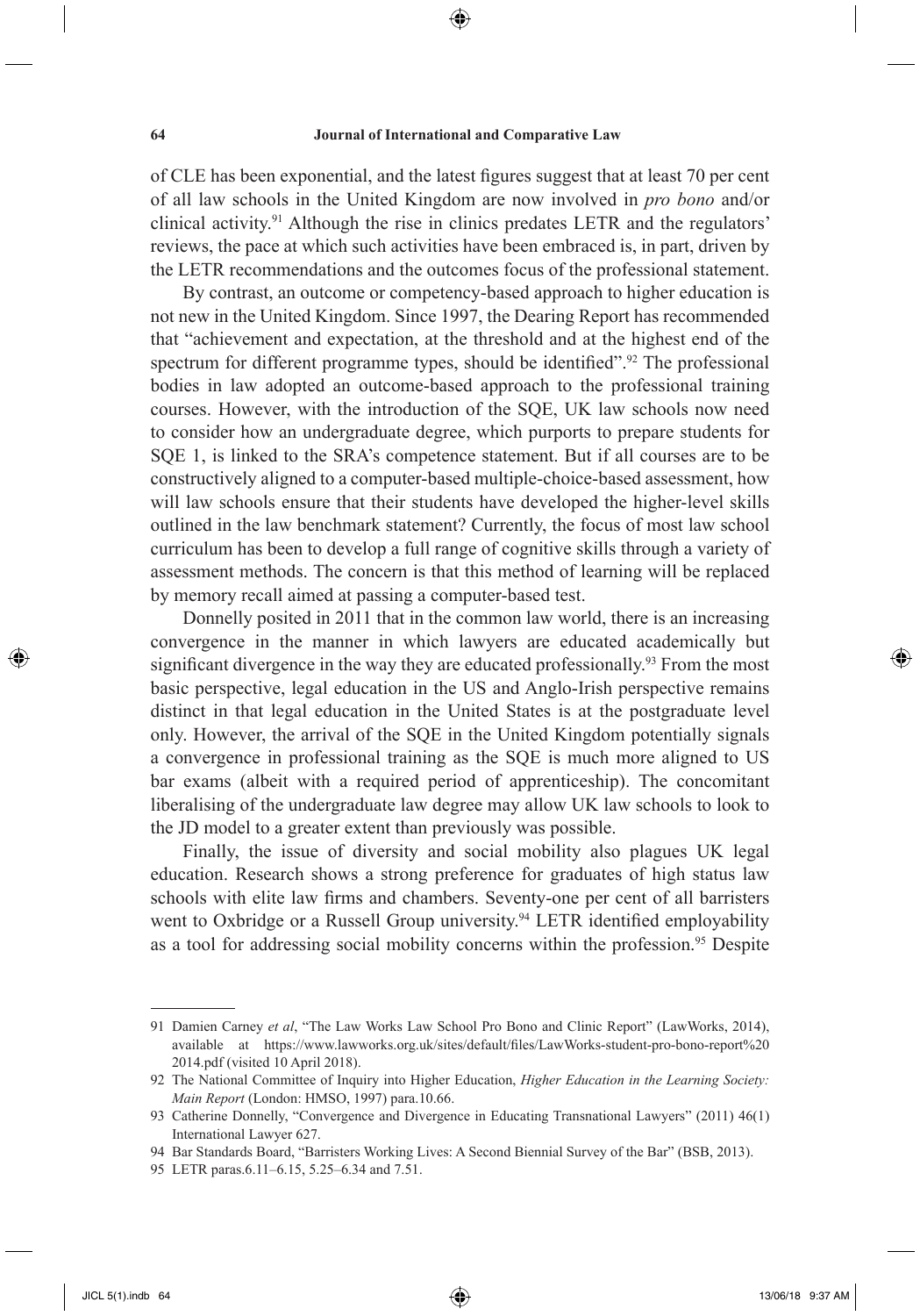of CLE has been exponential, and the latest figures suggest that at least 70 per cent of all law schools in the United Kingdom are now involved in *pro bono* and/or clinical activity.[91] Although the rise in clinics predates LETR and the regulators' reviews, the pace at which such activities have been embraced is, in part, driven by the LETR recommendations and the outcomes focus of the professional statement.

By contrast, an outcome or competency-based approach to higher education is not new in the United Kingdom. Since 1997, the Dearing Report has recommended that "achievement and expectation, at the threshold and at the highest end of the spectrum for different programme types, should be identified".[92] The professional bodies in law adopted an outcome-based approach to the professional training courses. However, with the introduction of the SQE, UK law schools now need to consider how an undergraduate degree, which purports to prepare students for SQE 1, is linked to the SRA's competence statement. But if all courses are to be constructively aligned to a computer-based multiple-choice-based assessment, how will law schools ensure that their students have developed the higher-level skills outlined in the law benchmark statement? Currently, the focus of most law school curriculum has been to develop a full range of cognitive skills through a variety of assessment methods. The concern is that this method of learning will be replaced by memory recall aimed at passing a computer-based test.

Donnelly posited in 2011 that in the common law world, there is an increasing convergence in the manner in which lawyers are educated academically but significant divergence in the way they are educated professionally.[93] From the most basic perspective, legal education in the US and Anglo-Irish perspective remains distinct in that legal education in the United States is at the postgraduate level only. However, the arrival of the SQE in the United Kingdom potentially signals a convergence in professional training as the SQE is much more aligned to US bar exams (albeit with a required period of apprenticeship). The concomitant liberalising of the undergraduate law degree may allow UK law schools to look to the JD model to a greater extent than previously was possible.

Finally, the issue of diversity and social mobility also plagues UK legal education. Research shows a strong preference for graduates of high status law schools with elite law firms and chambers. Seventy-one per cent of all barristers went to Oxbridge or a Russell Group university.[94] LETR identified employability as a tool for addressing social mobility concerns within the profession.[95] Despite

---

91 Damien Carney *et al*, "The Law Works Law School Pro Bono and Clinic Report" (LawWorks, 2014), available at https://www.lawworks.org.uk/sites/default/files/LawWorks-student-pro-bono-report%20 2014.pdf (visited 10 April 2018).

92 The National Committee of Inquiry into Higher Education, *Higher Education in the Learning Society: Main Report* (London: HMSO, 1997) para.10.66.

93 Catherine Donnelly, "Convergence and Divergence in Educating Transnational Lawyers" (2011) 46(1) International Lawyer 627.

94 Bar Standards Board, "Barristers Working Lives: A Second Biennial Survey of the Bar" (BSB, 2013).

95 LETR paras.6.11–6.15, 5.25–6.34 and 7.51.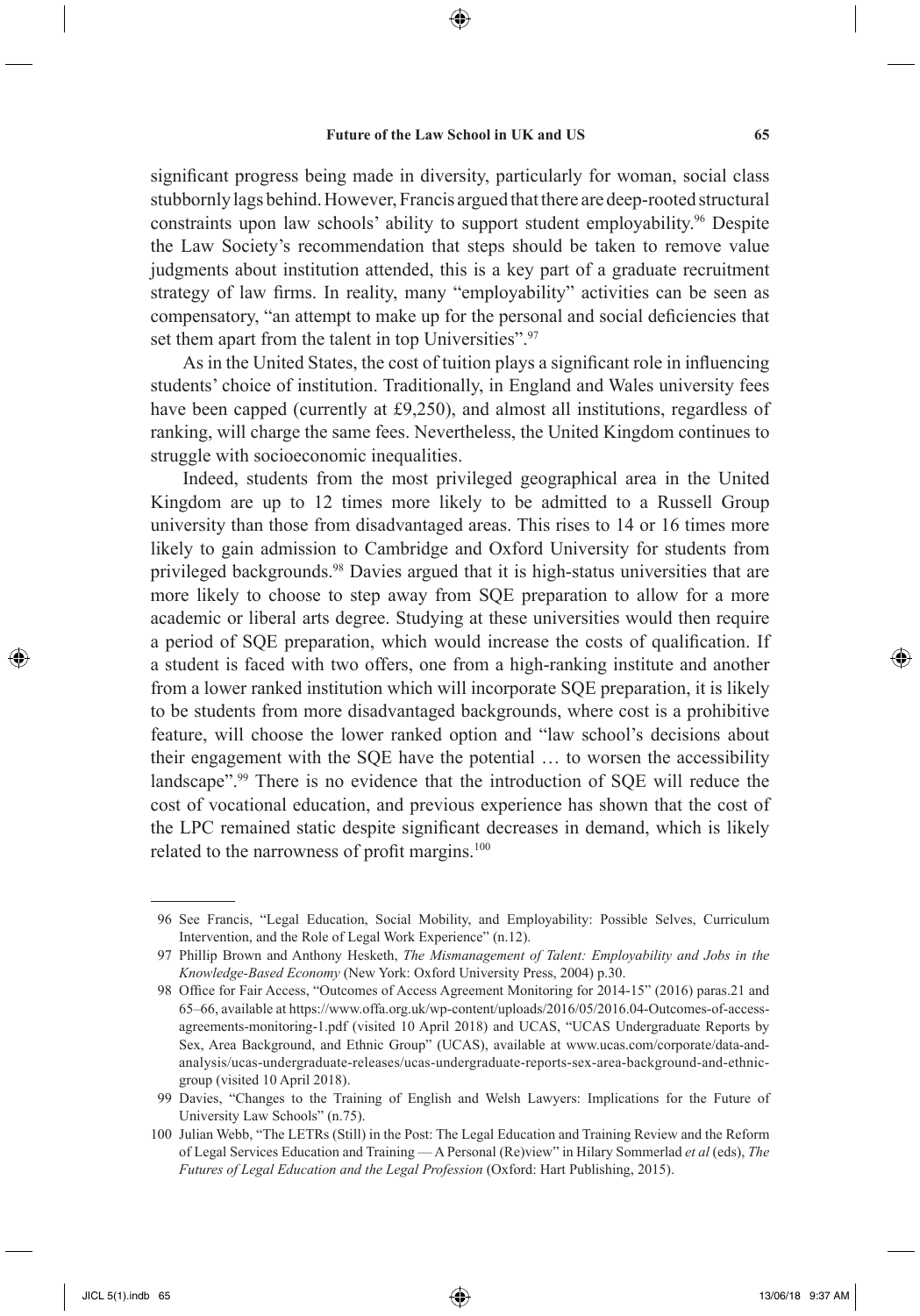significant progress being made in diversity, particularly for woman, social class stubbornly lags behind. However, Francis argued that there are deep-rooted structural constraints upon law schools' ability to support student employability.[96] Despite the Law Society's recommendation that steps should be taken to remove value judgments about institution attended, this is a key part of a graduate recruitment strategy of law firms. In reality, many "employability" activities can be seen as compensatory, "an attempt to make up for the personal and social deficiencies that set them apart from the talent in top Universities".[97]

As in the United States, the cost of tuition plays a significant role in influencing students' choice of institution. Traditionally, in England and Wales university fees have been capped (currently at £9,250), and almost all institutions, regardless of ranking, will charge the same fees. Nevertheless, the United Kingdom continues to struggle with socioeconomic inequalities.

Indeed, students from the most privileged geographical area in the United Kingdom are up to 12 times more likely to be admitted to a Russell Group university than those from disadvantaged areas. This rises to 14 or 16 times more likely to gain admission to Cambridge and Oxford University for students from privileged backgrounds.[98] Davies argued that it is high-status universities that are more likely to choose to step away from SQE preparation to allow for a more academic or liberal arts degree. Studying at these universities would then require a period of SQE preparation, which would increase the costs of qualification. If a student is faced with two offers, one from a high-ranking institute and another from a lower ranked institution which will incorporate SQE preparation, it is likely to be students from more disadvantaged backgrounds, where cost is a prohibitive feature, will choose the lower ranked option and "law school's decisions about their engagement with the SQE have the potential … to worsen the accessibility landscape".[99] There is no evidence that the introduction of SQE will reduce the cost of vocational education, and previous experience has shown that the cost of the LPC remained static despite significant decreases in demand, which is likely related to the narrowness of profit margins.[100]

---

96 See Francis, "Legal Education, Social Mobility, and Employability: Possible Selves, Curriculum Intervention, and the Role of Legal Work Experience" (n.12).

97 Phillip Brown and Anthony Hesketh, *The Mismanagement of Talent: Employability and Jobs in the Knowledge-Based Economy* (New York: Oxford University Press, 2004) p.30.

98 Office for Fair Access, "Outcomes of Access Agreement Monitoring for 2014-15" (2016) paras.21 and 65–66, available at https://www.offa.org.uk/wp-content/uploads/2016/05/2016.04-Outcomes-of-access-agreements-monitoring-1.pdf (visited 10 April 2018) and UCAS, "UCAS Undergraduate Reports by Sex, Area Background, and Ethnic Group" (UCAS), available at www.ucas.com/corporate/data-and-analysis/ucas-undergraduate-releases/ucas-undergraduate-reports-sex-area-background-and-ethnic-group (visited 10 April 2018).

99 Davies, "Changes to the Training of English and Welsh Lawyers: Implications for the Future of University Law Schools" (n.75).

100 Julian Webb, "The LETRs (Still) in the Post: The Legal Education and Training Review and the Reform of Legal Services Education and Training — A Personal (Re)view" in Hilary Sommerlad *et al* (eds), *The Futures of Legal Education and the Legal Profession* (Oxford: Hart Publishing, 2015).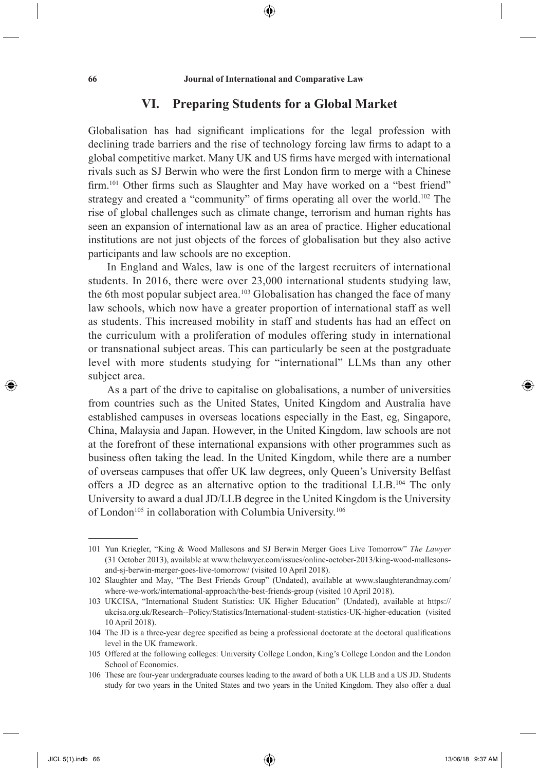## VI. Preparing Students for a Global Market

Globalisation has had significant implications for the legal profession with declining trade barriers and the rise of technology forcing law firms to adapt to a global competitive market. Many UK and US firms have merged with international rivals such as SJ Berwin who were the first London firm to merge with a Chinese firm.[101] Other firms such as Slaughter and May have worked on a "best friend" strategy and created a "community" of firms operating all over the world.[102] The rise of global challenges such as climate change, terrorism and human rights has seen an expansion of international law as an area of practice. Higher educational institutions are not just objects of the forces of globalisation but they also active participants and law schools are no exception.

In England and Wales, law is one of the largest recruiters of international students. In 2016, there were over 23,000 international students studying law, the 6th most popular subject area.[103] Globalisation has changed the face of many law schools, which now have a greater proportion of international staff as well as students. This increased mobility in staff and students has had an effect on the curriculum with a proliferation of modules offering study in international or transnational subject areas. This can particularly be seen at the postgraduate level with more students studying for "international" LLMs than any other subject area.

As a part of the drive to capitalise on globalisations, a number of universities from countries such as the United States, United Kingdom and Australia have established campuses in overseas locations especially in the East, eg, Singapore, China, Malaysia and Japan. However, in the United Kingdom, law schools are not at the forefront of these international expansions with other programmes such as business often taking the lead. In the United Kingdom, while there are a number of overseas campuses that offer UK law degrees, only Queen's University Belfast offers a JD degree as an alternative option to the traditional LLB.[104] The only University to award a dual JD/LLB degree in the United Kingdom is the University of London[105] in collaboration with Columbia University.[106]

---

101 Yun Kriegler, "King & Wood Mallesons and SJ Berwin Merger Goes Live Tomorrow" *The Lawyer* (31 October 2013), available at www.thelawyer.com/issues/online-october-2013/king-wood-mallesons-and-sj-berwin-merger-goes-live-tomorrow/ (visited 10 April 2018).

102 Slaughter and May, "The Best Friends Group" (Undated), available at www.slaughterandmay.com/where-we-work/international-approach/the-best-friends-group (visited 10 April 2018).

103 UKCISA, "International Student Statistics: UK Higher Education" (Undated), available at https://ukcisa.org.uk/Research--Policy/Statistics/International-student-statistics-UK-higher-education (visited 10 April 2018).

104 The JD is a three-year degree specified as being a professional doctorate at the doctoral qualifications level in the UK framework.

105 Offered at the following colleges: University College London, King's College London and the London School of Economics.

106 These are four-year undergraduate courses leading to the award of both a UK LLB and a US JD. Students study for two years in the United States and two years in the United Kingdom. They also offer a dual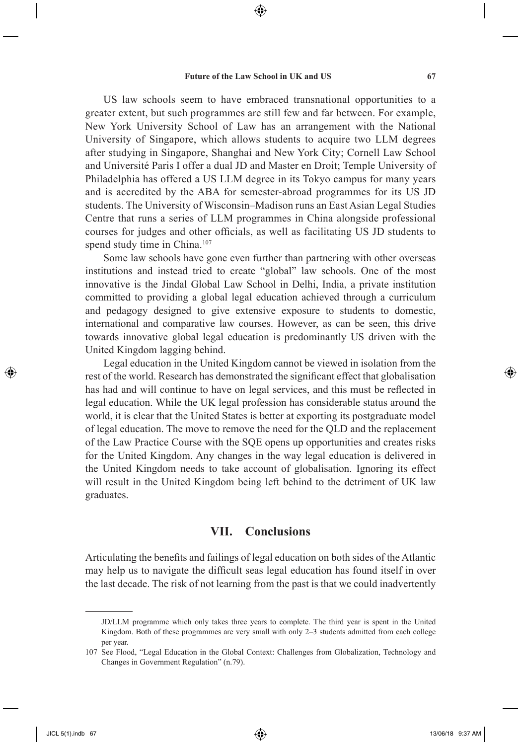US law schools seem to have embraced transnational opportunities to a greater extent, but such programmes are still few and far between. For example, New York University School of Law has an arrangement with the National University of Singapore, which allows students to acquire two LLM degrees after studying in Singapore, Shanghai and New York City; Cornell Law School and Université Paris I offer a dual JD and Master en Droit; Temple University of Philadelphia has offered a US LLM degree in its Tokyo campus for many years and is accredited by the ABA for semester-abroad programmes for its US JD students. The University of Wisconsin–Madison runs an East Asian Legal Studies Centre that runs a series of LLM programmes in China alongside professional courses for judges and other officials, as well as facilitating US JD students to spend study time in China.[107]

Some law schools have gone even further than partnering with other overseas institutions and instead tried to create "global" law schools. One of the most innovative is the Jindal Global Law School in Delhi, India, a private institution committed to providing a global legal education achieved through a curriculum and pedagogy designed to give extensive exposure to students to domestic, international and comparative law courses. However, as can be seen, this drive towards innovative global legal education is predominantly US driven with the United Kingdom lagging behind.

Legal education in the United Kingdom cannot be viewed in isolation from the rest of the world. Research has demonstrated the significant effect that globalisation has had and will continue to have on legal services, and this must be reflected in legal education. While the UK legal profession has considerable status around the world, it is clear that the United States is better at exporting its postgraduate model of legal education. The move to remove the need for the QLD and the replacement of the Law Practice Course with the SQE opens up opportunities and creates risks for the United Kingdom. Any changes in the way legal education is delivered in the United Kingdom needs to take account of globalisation. Ignoring its effect will result in the United Kingdom being left behind to the detriment of UK law graduates.

## VII. Conclusions

Articulating the benefits and failings of legal education on both sides of the Atlantic may help us to navigate the difficult seas legal education has found itself in over the last decade. The risk of not learning from the past is that we could inadvertently

---

JD/LLM programme which only takes three years to complete. The third year is spent in the United Kingdom. Both of these programmes are very small with only 2–3 students admitted from each college per year.

107 See Flood, "Legal Education in the Global Context: Challenges from Globalization, Technology and Changes in Government Regulation" (n.79).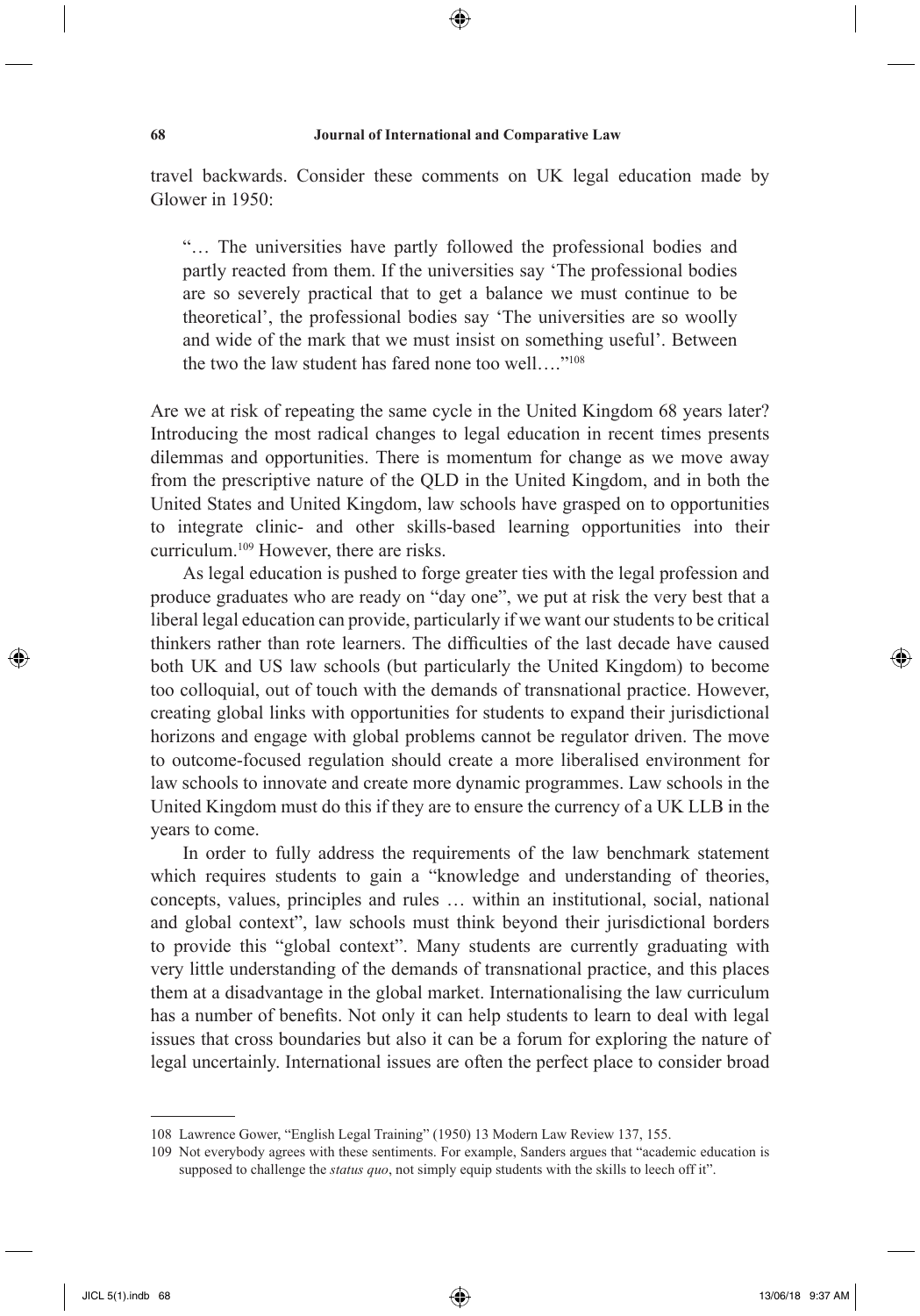travel backwards. Consider these comments on UK legal education made by Glower in 1950:

> "… The universities have partly followed the professional bodies and partly reacted from them. If the universities say 'The professional bodies are so severely practical that to get a balance we must continue to be theoretical', the professional bodies say 'The universities are so woolly and wide of the mark that we must insist on something useful'. Between the two the law student has fared none too well…."[108]

Are we at risk of repeating the same cycle in the United Kingdom 68 years later? Introducing the most radical changes to legal education in recent times presents dilemmas and opportunities. There is momentum for change as we move away from the prescriptive nature of the QLD in the United Kingdom, and in both the United States and United Kingdom, law schools have grasped on to opportunities to integrate clinic- and other skills-based learning opportunities into their curriculum.[109] However, there are risks.

As legal education is pushed to forge greater ties with the legal profession and produce graduates who are ready on "day one", we put at risk the very best that a liberal legal education can provide, particularly if we want our students to be critical thinkers rather than rote learners. The difficulties of the last decade have caused both UK and US law schools (but particularly the United Kingdom) to become too colloquial, out of touch with the demands of transnational practice. However, creating global links with opportunities for students to expand their jurisdictional horizons and engage with global problems cannot be regulator driven. The move to outcome-focused regulation should create a more liberalised environment for law schools to innovate and create more dynamic programmes. Law schools in the United Kingdom must do this if they are to ensure the currency of a UK LLB in the years to come.

In order to fully address the requirements of the law benchmark statement which requires students to gain a "knowledge and understanding of theories, concepts, values, principles and rules … within an institutional, social, national and global context", law schools must think beyond their jurisdictional borders to provide this "global context". Many students are currently graduating with very little understanding of the demands of transnational practice, and this places them at a disadvantage in the global market. Internationalising the law curriculum has a number of benefits. Not only it can help students to learn to deal with legal issues that cross boundaries but also it can be a forum for exploring the nature of legal uncertainly. International issues are often the perfect place to consider broad

---

108 Lawrence Gower, "English Legal Training" (1950) 13 Modern Law Review 137, 155.

109 Not everybody agrees with these sentiments. For example, Sanders argues that "academic education is supposed to challenge the *status quo*, not simply equip students with the skills to leech off it".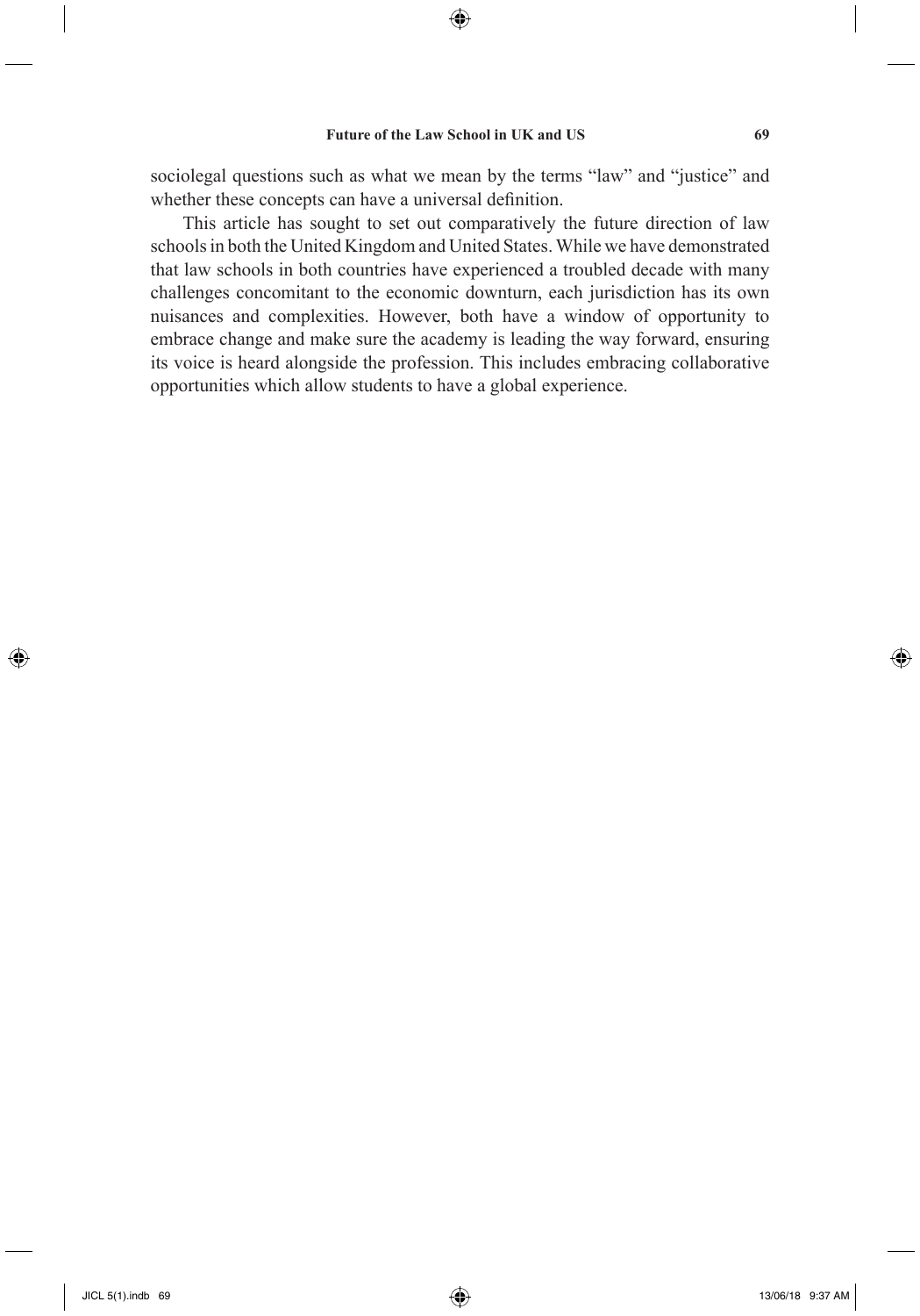sociolegal questions such as what we mean by the terms "law" and "justice" and whether these concepts can have a universal definition.

This article has sought to set out comparatively the future direction of law schools in both the United Kingdom and United States. While we have demonstrated that law schools in both countries have experienced a troubled decade with many challenges concomitant to the economic downturn, each jurisdiction has its own nuisances and complexities. However, both have a window of opportunity to embrace change and make sure the academy is leading the way forward, ensuring its voice is heard alongside the profession. This includes embracing collaborative opportunities which allow students to have a global experience.